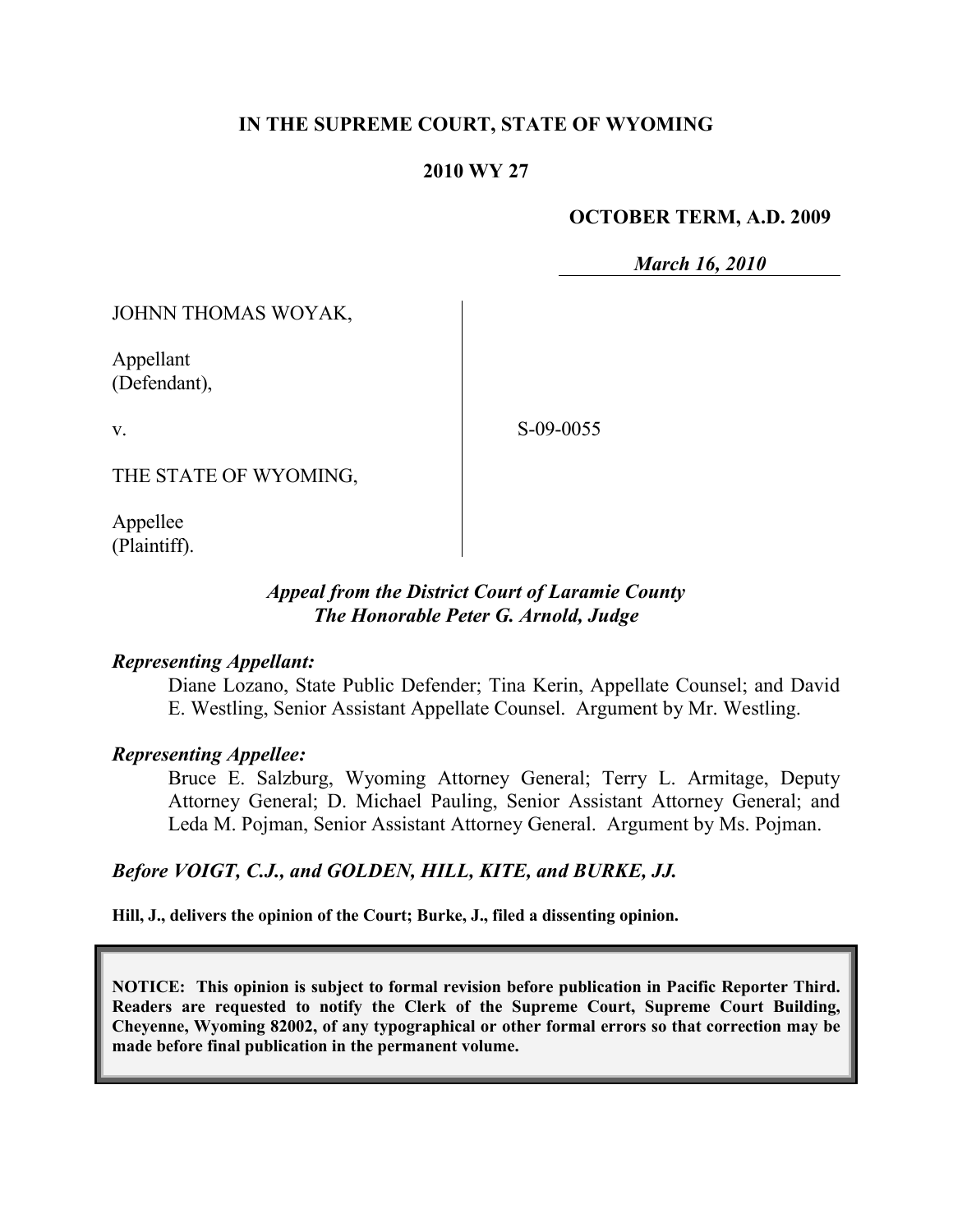**IN THE SUPREME COURT, STATE OF WYOMING**

**2010 WY 27**

**OCTOBER TERM, A.D. 2009**

*March 16, 2010*

JOHNN THOMAS WOYAK,

Appellant
(Defendant),

v.

S-09-0055

THE STATE OF WYOMING,

Appellee
(Plaintiff).

***Appeal from the District Court of Laramie County***
***The Honorable Peter G. Arnold, Judge***

***Representing Appellant:***

Diane Lozano, State Public Defender; Tina Kerin, Appellate Counsel; and David E. Westling, Senior Assistant Appellate Counsel. Argument by Mr. Westling.

***Representing Appellee:***

Bruce E. Salzburg, Wyoming Attorney General; Terry L. Armitage, Deputy Attorney General; D. Michael Pauling, Senior Assistant Attorney General; and Leda M. Pojman, Senior Assistant Attorney General. Argument by Ms. Pojman.

***Before VOIGT, C.J., and GOLDEN, HILL, KITE, and BURKE, JJ.***

**Hill, J., delivers the opinion of the Court; Burke, J., filed a dissenting opinion.**

**NOTICE: This opinion is subject to formal revision before publication in Pacific Reporter Third. Readers are requested to notify the Clerk of the Supreme Court, Supreme Court Building, Cheyenne, Wyoming 82002, of any typographical or other formal errors so that correction may be made before final publication in the permanent volume.**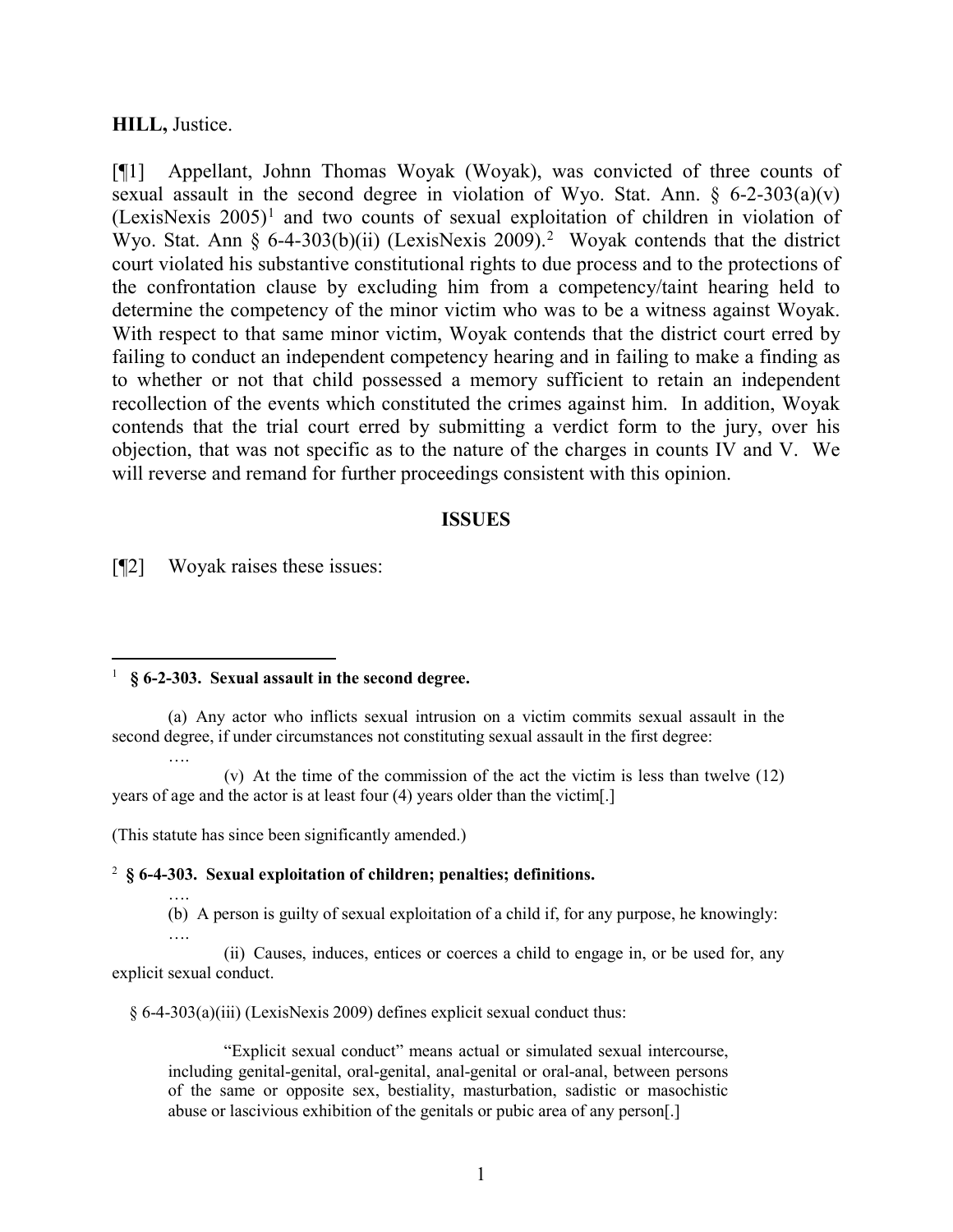**HILL,** Justice.

[¶1] Appellant, John Thomas Woyak (Woyak), was convicted of three counts of sexual assault in the second degree in violation of Wyo. Stat. Ann. § 6-2-303(a)(v) (LexisNexis 2005)[1] and two counts of sexual exploitation of children in violation of Wyo. Stat. Ann § 6-4-303(b)(ii) (LexisNexis 2009).[2] Woyak contends that the district court violated his substantive constitutional rights to due process and to the protections of the confrontation clause by excluding him from a competency/taint hearing held to determine the competency of the minor victim who was to be a witness against Woyak. With respect to that same minor victim, Woyak contends that the district court erred by failing to conduct an independent competency hearing and in failing to make a finding as to whether or not that child possessed a memory sufficient to retain an independent recollection of the events which constituted the crimes against him. In addition, Woyak contends that the trial court erred by submitting a verdict form to the jury, over his objection, that was not specific as to the nature of the charges in counts IV and V. We will reverse and remand for further proceedings consistent with this opinion.

## ISSUES

[¶2] Woyak raises these issues:

---

[1] **§ 6-2-303. Sexual assault in the second degree.**

(a) Any actor who inflicts sexual intrusion on a victim commits sexual assault in the second degree, if under circumstances not constituting sexual assault in the first degree:

….

(v) At the time of the commission of the act the victim is less than twelve (12) years of age and the actor is at least four (4) years older than the victim[.]

(This statute has since been significantly amended.)

[2] **§ 6-4-303. Sexual exploitation of children; penalties; definitions.**

….

(b) A person is guilty of sexual exploitation of a child if, for any purpose, he knowingly:

….

(ii) Causes, induces, entices or coerces a child to engage in, or be used for, any explicit sexual conduct.

§ 6-4-303(a)(iii) (LexisNexis 2009) defines explicit sexual conduct thus:

> "Explicit sexual conduct" means actual or simulated sexual intercourse, including genital-genital, oral-genital, anal-genital or oral-anal, between persons of the same or opposite sex, bestiality, masturbation, sadistic or masochistic abuse or lascivious exhibition of the genitals or pubic area of any person[.]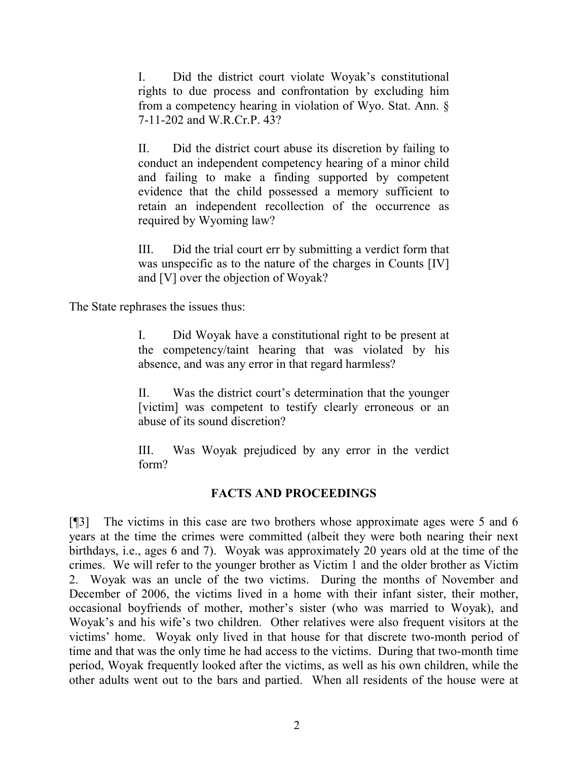> I. Did the district court violate Woyak's constitutional rights to due process and confrontation by excluding him from a competency hearing in violation of Wyo. Stat. Ann. § 7-11-202 and W.R.Cr.P. 43?
>
> II. Did the district court abuse its discretion by failing to conduct an independent competency hearing of a minor child and failing to make a finding supported by competent evidence that the child possessed a memory sufficient to retain an independent recollection of the occurrence as required by Wyoming law?
>
> III. Did the trial court err by submitting a verdict form that was unspecific as to the nature of the charges in Counts [IV] and [V] over the objection of Woyak?

The State rephrases the issues thus:

> I. Did Woyak have a constitutional right to be present at the competency/taint hearing that was violated by his absence, and was any error in that regard harmless?
>
> II. Was the district court's determination that the younger [victim] was competent to testify clearly erroneous or an abuse of its sound discretion?
>
> III. Was Woyak prejudiced by any error in the verdict form?

## FACTS AND PROCEEDINGS

[¶3] The victims in this case are two brothers whose approximate ages were 5 and 6 years at the time the crimes were committed (albeit they were both nearing their next birthdays, i.e., ages 6 and 7). Woyak was approximately 20 years old at the time of the crimes. We will refer to the younger brother as Victim 1 and the older brother as Victim 2. Woyak was an uncle of the two victims. During the months of November and December of 2006, the victims lived in a home with their infant sister, their mother, occasional boyfriends of mother, mother's sister (who was married to Woyak), and Woyak's and his wife's two children. Other relatives were also frequent visitors at the victims' home. Woyak only lived in that house for that discrete two-month period of time and that was the only time he had access to the victims. During that two-month time period, Woyak frequently looked after the victims, as well as his own children, while the other adults went out to the bars and partied. When all residents of the house were at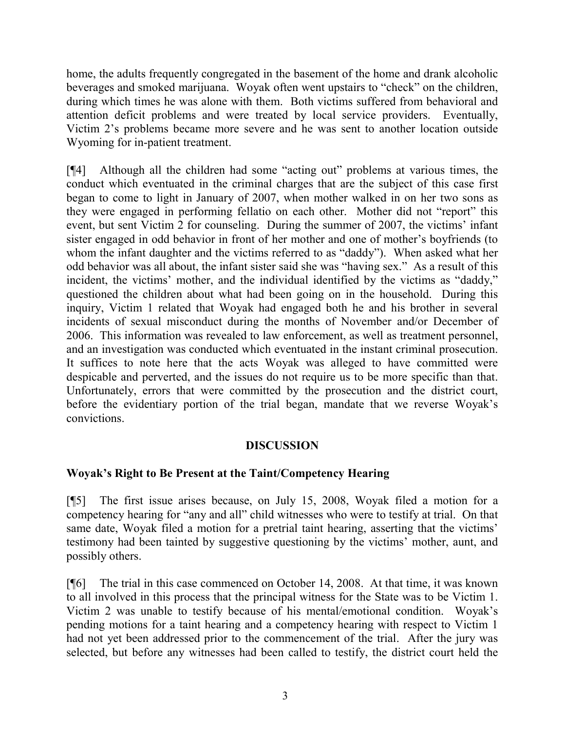home, the adults frequently congregated in the basement of the home and drank alcoholic beverages and smoked marijuana. Woyak often went upstairs to "check" on the children, during which times he was alone with them. Both victims suffered from behavioral and attention deficit problems and were treated by local service providers. Eventually, Victim 2's problems became more severe and he was sent to another location outside Wyoming for in-patient treatment.

[¶4] Although all the children had some "acting out" problems at various times, the conduct which eventuated in the criminal charges that are the subject of this case first began to come to light in January of 2007, when mother walked in on her two sons as they were engaged in performing fellatio on each other. Mother did not "report" this event, but sent Victim 2 for counseling. During the summer of 2007, the victims' infant sister engaged in odd behavior in front of her mother and one of mother's boyfriends (to whom the infant daughter and the victims referred to as "daddy"). When asked what her odd behavior was all about, the infant sister said she was "having sex." As a result of this incident, the victims' mother, and the individual identified by the victims as "daddy," questioned the children about what had been going on in the household. During this inquiry, Victim 1 related that Woyak had engaged both he and his brother in several incidents of sexual misconduct during the months of November and/or December of 2006. This information was revealed to law enforcement, as well as treatment personnel, and an investigation was conducted which eventuated in the instant criminal prosecution. It suffices to note here that the acts Woyak was alleged to have committed were despicable and perverted, and the issues do not require us to be more specific than that. Unfortunately, errors that were committed by the prosecution and the district court, before the evidentiary portion of the trial began, mandate that we reverse Woyak's convictions.

## DISCUSSION

### Woyak's Right to Be Present at the Taint/Competency Hearing

[¶5] The first issue arises because, on July 15, 2008, Woyak filed a motion for a competency hearing for "any and all" child witnesses who were to testify at trial. On that same date, Woyak filed a motion for a pretrial taint hearing, asserting that the victims' testimony had been tainted by suggestive questioning by the victims' mother, aunt, and possibly others.

[¶6] The trial in this case commenced on October 14, 2008. At that time, it was known to all involved in this process that the principal witness for the State was to be Victim 1. Victim 2 was unable to testify because of his mental/emotional condition. Woyak's pending motions for a taint hearing and a competency hearing with respect to Victim 1 had not yet been addressed prior to the commencement of the trial. After the jury was selected, but before any witnesses had been called to testify, the district court held the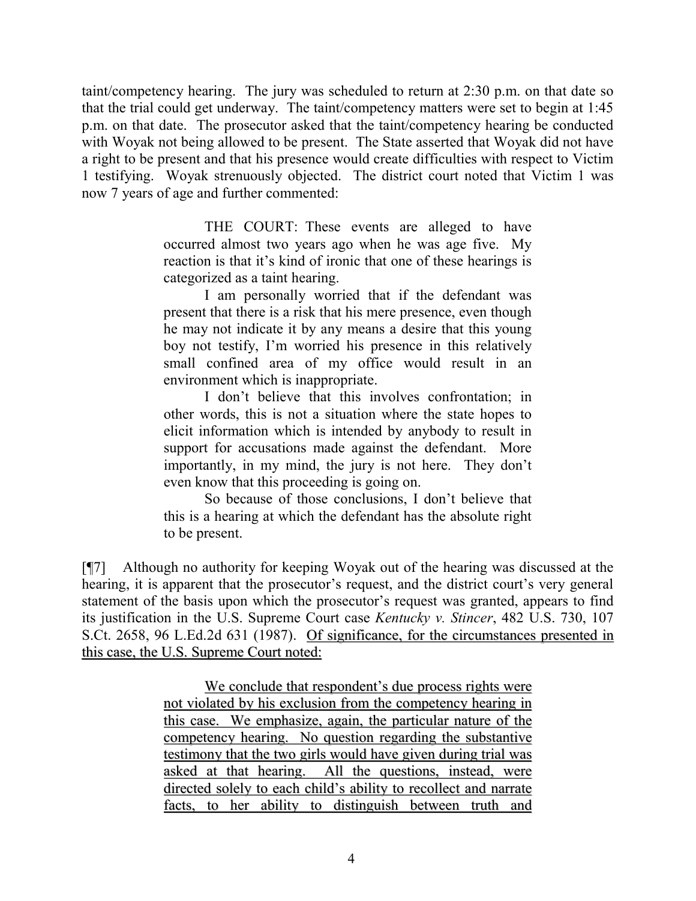taint/competency hearing. The jury was scheduled to return at 2:30 p.m. on that date so that the trial could get underway. The taint/competency matters were set to begin at 1:45 p.m. on that date. The prosecutor asked that the taint/competency hearing be conducted with Woyak not being allowed to be present. The State asserted that Woyak did not have a right to be present and that his presence would create difficulties with respect to Victim 1 testifying. Woyak strenuously objected. The district court noted that Victim 1 was now 7 years of age and further commented:

> THE COURT: These events are alleged to have occurred almost two years ago when he was age five. My reaction is that it's kind of ironic that one of these hearings is categorized as a taint hearing.
>
> I am personally worried that if the defendant was present that there is a risk that his mere presence, even though he may not indicate it by any means a desire that this young boy not testify, I'm worried his presence in this relatively small confined area of my office would result in an environment which is inappropriate.
>
> I don't believe that this involves confrontation; in other words, this is not a situation where the state hopes to elicit information which is intended by anybody to result in support for accusations made against the defendant. More importantly, in my mind, the jury is not here. They don't even know that this proceeding is going on.
>
> So because of those conclusions, I don't believe that this is a hearing at which the defendant has the absolute right to be present.

[¶7] Although no authority for keeping Woyak out of the hearing was discussed at the hearing, it is apparent that the prosecutor's request, and the district court's very general statement of the basis upon which the prosecutor's request was granted, appears to find its justification in the U.S. Supreme Court case *Kentucky v. Stincer*, 482 U.S. 730, 107 S.Ct. 2658, 96 L.Ed.2d 631 (1987). <u>Of significance, for the circumstances presented in this case, the U.S. Supreme Court noted:</u>

> <u>We conclude that respondent's due process rights were not violated by his exclusion from the competency hearing in this case. We emphasize, again, the particular nature of the competency hearing. No question regarding the substantive testimony that the two girls would have given during trial was asked at that hearing. All the questions, instead, were directed solely to each child's ability to recollect and narrate facts, to her ability to distinguish between truth and</u>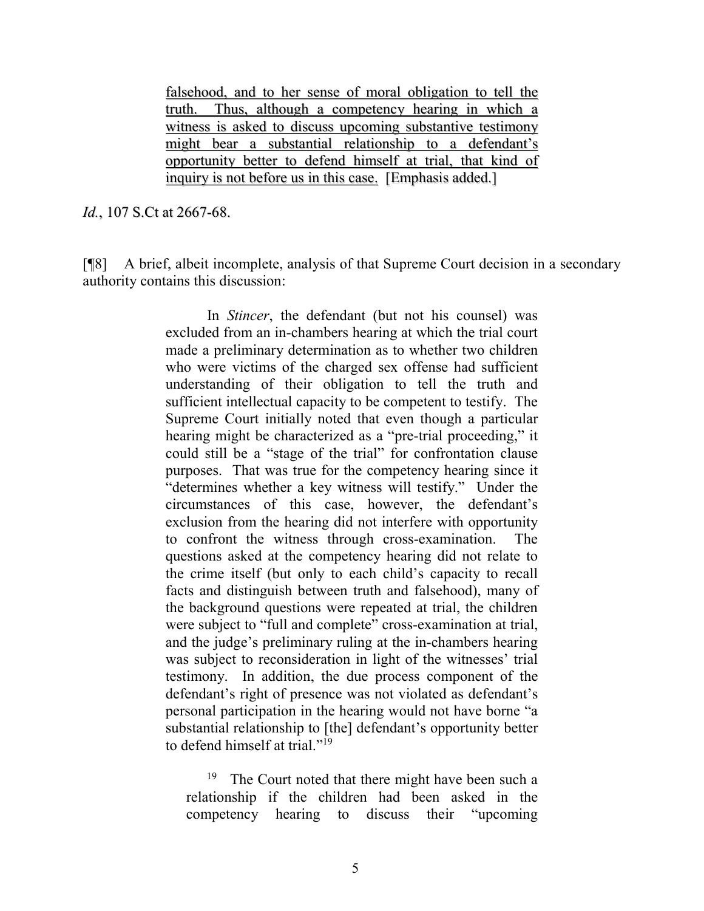> <u>falsehood, and to her sense of moral obligation to tell the truth. Thus, although a competency hearing in which a witness is asked to discuss upcoming substantive testimony might bear a substantial relationship to a defendant's opportunity better to defend himself at trial, that kind of inquiry is not before us in this case. [Emphasis added.]</u>

*Id.*, 107 S.Ct at 2667-68.

[¶8] A brief, albeit incomplete, analysis of that Supreme Court decision in a secondary authority contains this discussion:

> In *Stincer*, the defendant (but not his counsel) was excluded from an in-chambers hearing at which the trial court made a preliminary determination as to whether two children who were victims of the charged sex offense had sufficient understanding of their obligation to tell the truth and sufficient intellectual capacity to be competent to testify. The Supreme Court initially noted that even though a particular hearing might be characterized as a "pre-trial proceeding," it could still be a "stage of the trial" for confrontation clause purposes. That was true for the competency hearing since it "determines whether a key witness will testify." Under the circumstances of this case, however, the defendant's exclusion from the hearing did not interfere with opportunity to confront the witness through cross-examination. The questions asked at the competency hearing did not relate to the crime itself (but only to each child's capacity to recall facts and distinguish between truth and falsehood), many of the background questions were repeated at trial, the children were subject to "full and complete" cross-examination at trial, and the judge's preliminary ruling at the in-chambers hearing was subject to reconsideration in light of the witnesses' trial testimony. In addition, the due process component of the defendant's right of presence was not violated as defendant's personal participation in the hearing would not have borne "a substantial relationship to [the] defendant's opportunity better to defend himself at trial."[19]
>
> [19] The Court noted that there might have been such a relationship if the children had been asked in the competency hearing to discuss their "upcoming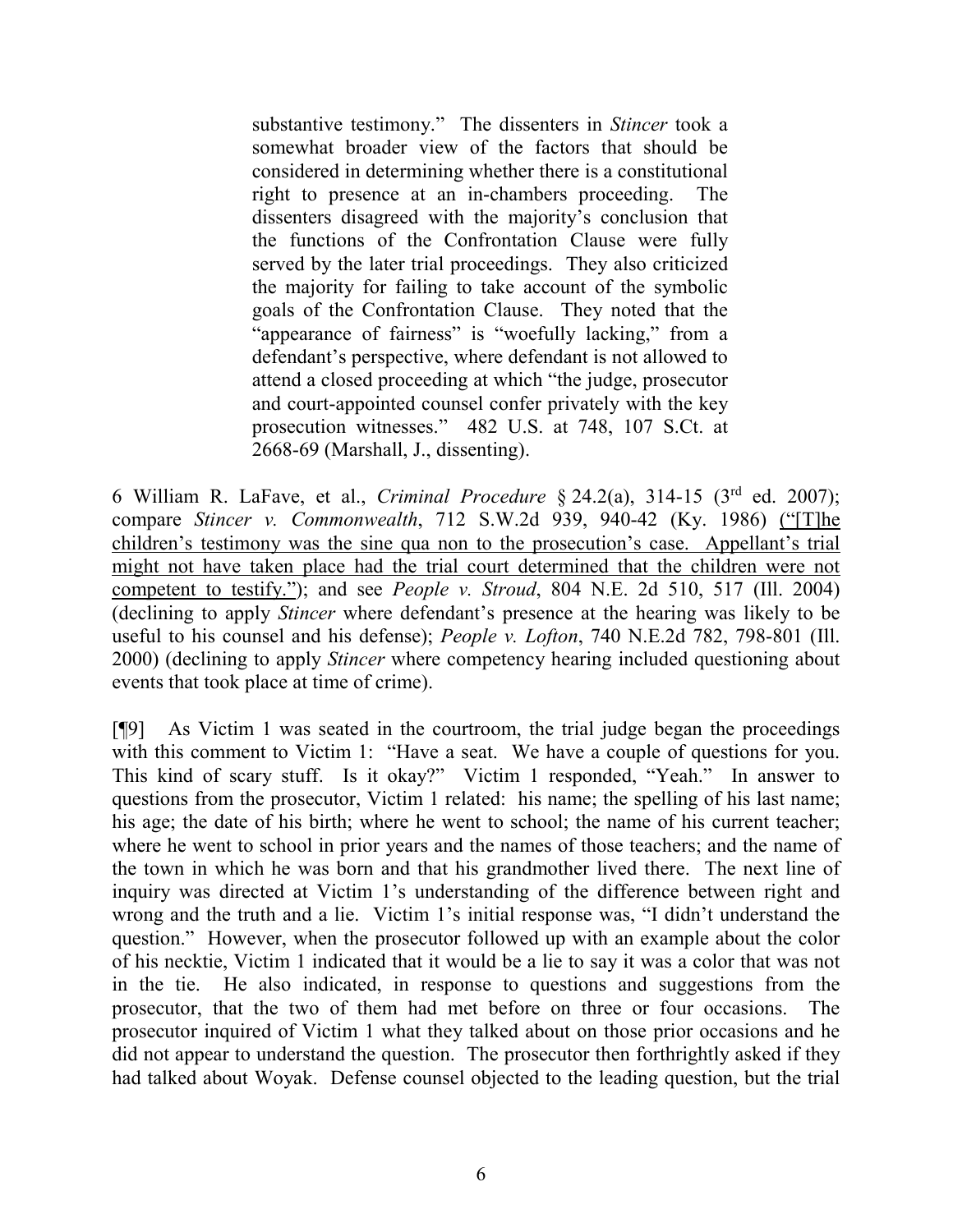> substantive testimony." The dissenters in *Stincer* took a somewhat broader view of the factors that should be considered in determining whether there is a constitutional right to presence at an in-chambers proceeding. The dissenters disagreed with the majority's conclusion that the functions of the Confrontation Clause were fully served by the later trial proceedings. They also criticized the majority for failing to take account of the symbolic goals of the Confrontation Clause. They noted that the "appearance of fairness" is "woefully lacking," from a defendant's perspective, where defendant is not allowed to attend a closed proceeding at which "the judge, prosecutor and court-appointed counsel confer privately with the key prosecution witnesses." 482 U.S. at 748, 107 S.Ct. at 2668-69 (Marshall, J., dissenting).

6 William R. LaFave, et al., *Criminal Procedure* § 24.2(a), 314-15 (3rd ed. 2007); compare *Stincer v. Commonwealth*, 712 S.W.2d 939, 940-42 (Ky. 1986) <u>("[T]he children's testimony was the sine qua non to the prosecution's case. Appellant's trial might not have taken place had the trial court determined that the children were not competent to testify.")</u>; and see *People v. Stroud*, 804 N.E. 2d 510, 517 (Ill. 2004) (declining to apply *Stincer* where defendant's presence at the hearing was likely to be useful to his counsel and his defense); *People v. Lofton*, 740 N.E.2d 782, 798-801 (Ill. 2000) (declining to apply *Stincer* where competency hearing included questioning about events that took place at time of crime).

[¶9] As Victim 1 was seated in the courtroom, the trial judge began the proceedings with this comment to Victim 1: "Have a seat. We have a couple of questions for you. This kind of scary stuff. Is it okay?" Victim 1 responded, "Yeah." In answer to questions from the prosecutor, Victim 1 related: his name; the spelling of his last name; his age; the date of his birth; where he went to school; the name of his current teacher; where he went to school in prior years and the names of those teachers; and the name of the town in which he was born and that his grandmother lived there. The next line of inquiry was directed at Victim 1's understanding of the difference between right and wrong and the truth and a lie. Victim 1's initial response was, "I didn't understand the question." However, when the prosecutor followed up with an example about the color of his necktie, Victim 1 indicated that it would be a lie to say it was a color that was not in the tie. He also indicated, in response to questions and suggestions from the prosecutor, that the two of them had met before on three or four occasions. The prosecutor inquired of Victim 1 what they talked about on those prior occasions and he did not appear to understand the question. The prosecutor then forthrightly asked if they had talked about Woyak. Defense counsel objected to the leading question, but the trial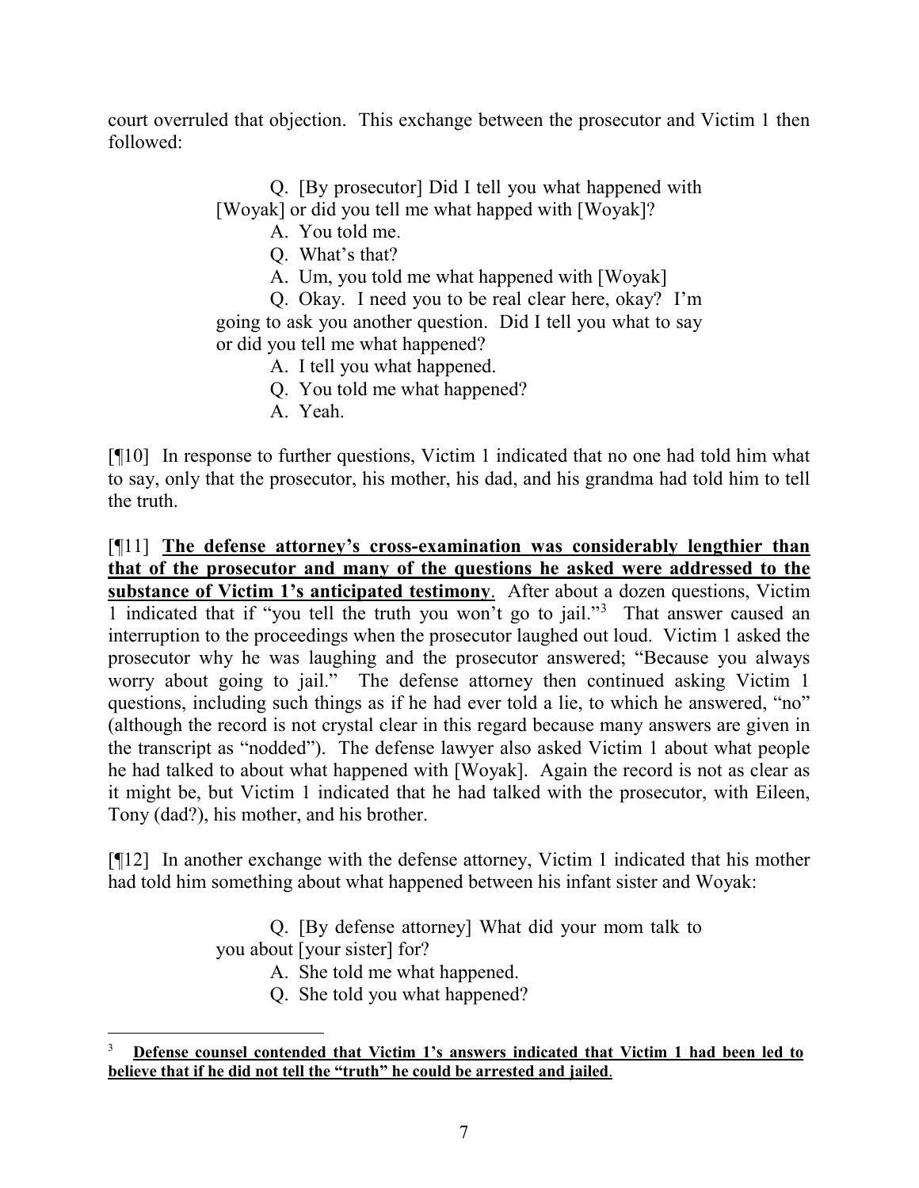court overruled that objection. This exchange between the prosecutor and Victim 1 then followed:

> Q. [By prosecutor] Did I tell you what happened with [Woyak] or did you tell me what happed with [Woyak]?
>
> A. You told me.
>
> Q. What's that?
>
> A. Um, you told me what happened with [Woyak]
>
> Q. Okay. I need you to be real clear here, okay? I'm going to ask you another question. Did I tell you what to say or did you tell me what happened?
>
> A. I tell you what happened.
>
> Q. You told me what happened?
>
> A. Yeah.

[¶10] In response to further questions, Victim 1 indicated that no one had told him what to say, only that the prosecutor, his mother, his dad, and his grandma had told him to tell the truth.

[¶11] **The defense attorney's cross-examination was considerably lengthier than that of the prosecutor and many of the questions he asked were addressed to the substance of Victim 1's anticipated testimony**. After about a dozen questions, Victim 1 indicated that if "you tell the truth you won't go to jail."[3] That answer caused an interruption to the proceedings when the prosecutor laughed out loud. Victim 1 asked the prosecutor why he was laughing and the prosecutor answered; "Because you always worry about going to jail." The defense attorney then continued asking Victim 1 questions, including such things as if he had ever told a lie, to which he answered, "no" (although the record is not crystal clear in this regard because many answers are given in the transcript as "nodded"). The defense lawyer also asked Victim 1 about what people he had talked to about what happened with [Woyak]. Again the record is not as clear as it might be, but Victim 1 indicated that he had talked with the prosecutor, with Eileen, Tony (dad?), his mother, and his brother.

[¶12] In another exchange with the defense attorney, Victim 1 indicated that his mother had told him something about what happened between his infant sister and Woyak:

> Q. [By defense attorney] What did your mom talk to you about [your sister] for?
>
> A. She told me what happened.
>
> Q. She told you what happened?

---

[3] **Defense counsel contended that Victim 1's answers indicated that Victim 1 had been led to believe that if he did not tell the "truth" he could be arrested and jailed**.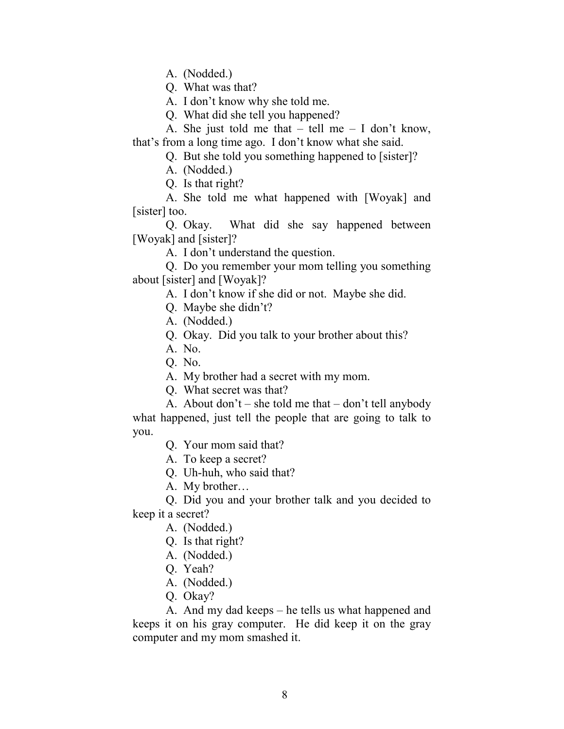A. (Nodded.)

Q. What was that?

A. I don't know why she told me.

Q. What did she tell you happened?

A. She just told me that – tell me – I don't know, that's from a long time ago. I don't know what she said.

Q. But she told you something happened to [sister]?

A. (Nodded.)

Q. Is that right?

A. She told me what happened with [Woyak] and [sister] too.

Q. Okay. What did she say happened between [Woyak] and [sister]?

A. I don't understand the question.

Q. Do you remember your mom telling you something about [sister] and [Woyak]?

A. I don't know if she did or not. Maybe she did.

Q. Maybe she didn't?

A. (Nodded.)

Q. Okay. Did you talk to your brother about this?

A. No.

Q. No.

A. My brother had a secret with my mom.

Q. What secret was that?

A. About don't – she told me that – don't tell anybody what happened, just tell the people that are going to talk to you.

Q. Your mom said that?

A. To keep a secret?

Q. Uh-huh, who said that?

A. My brother…

Q. Did you and your brother talk and you decided to keep it a secret?

A. (Nodded.)

Q. Is that right?

A. (Nodded.)

Q. Yeah?

A. (Nodded.)

Q. Okay?

A. And my dad keeps – he tells us what happened and keeps it on his gray computer. He did keep it on the gray computer and my mom smashed it.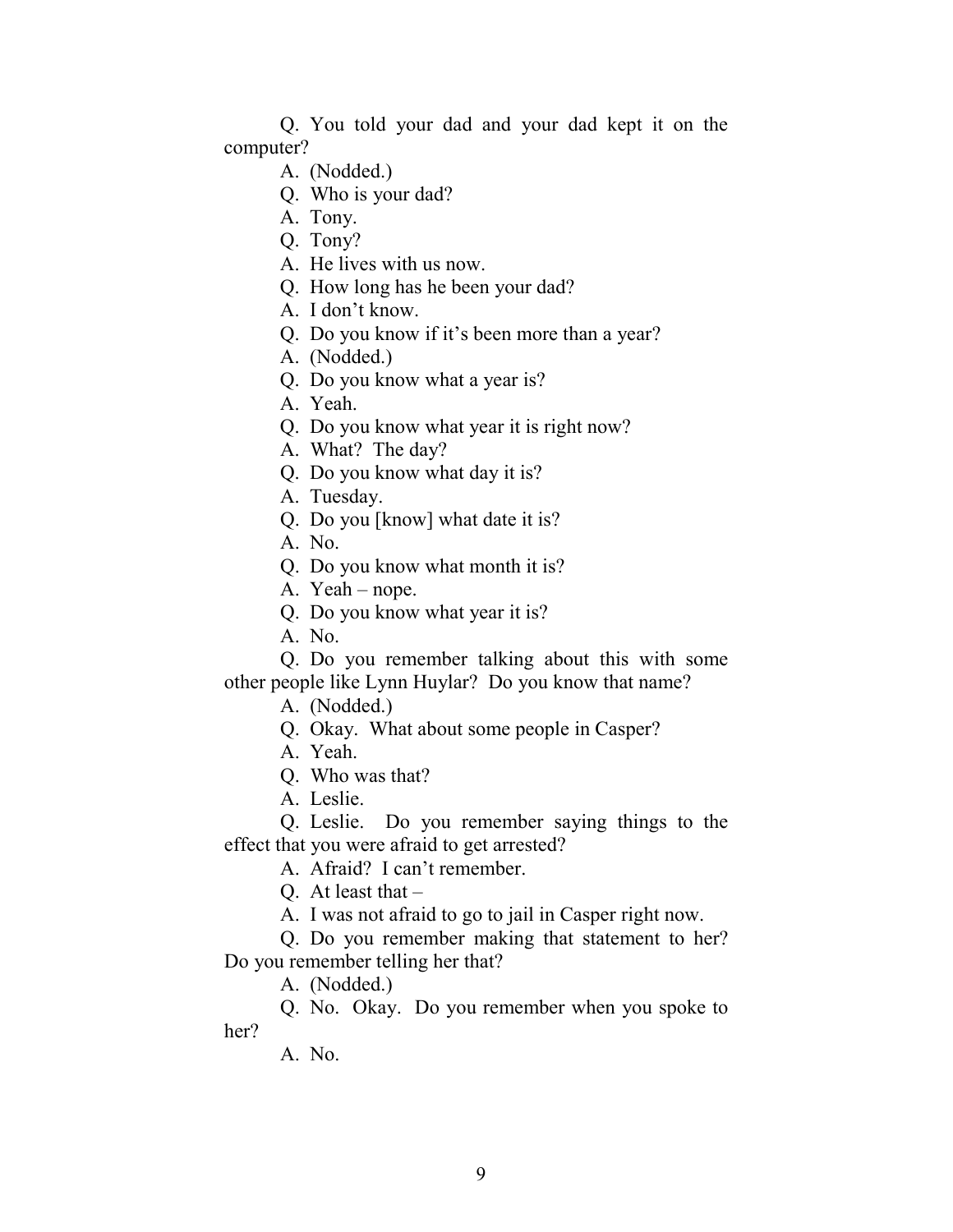Q. You told your dad and your dad kept it on the computer?

A. (Nodded.)

Q. Who is your dad?

A. Tony.

Q. Tony?

A. He lives with us now.

Q. How long has he been your dad?

A. I don't know.

Q. Do you know if it's been more than a year?

A. (Nodded.)

Q. Do you know what a year is?

A. Yeah.

Q. Do you know what year it is right now?

A. What? The day?

Q. Do you know what day it is?

A. Tuesday.

Q. Do you [know] what date it is?

A. No.

Q. Do you know what month it is?

A. Yeah – nope.

Q. Do you know what year it is?

A. No.

Q. Do you remember talking about this with some other people like Lynn Huylar? Do you know that name?

A. (Nodded.)

Q. Okay. What about some people in Casper?

A. Yeah.

Q. Who was that?

A. Leslie.

Q. Leslie. Do you remember saying things to the effect that you were afraid to get arrested?

A. Afraid? I can't remember.

Q. At least that –

A. I was not afraid to go to jail in Casper right now.

Q. Do you remember making that statement to her? Do you remember telling her that?

A. (Nodded.)

Q. No. Okay. Do you remember when you spoke to her?

A. No.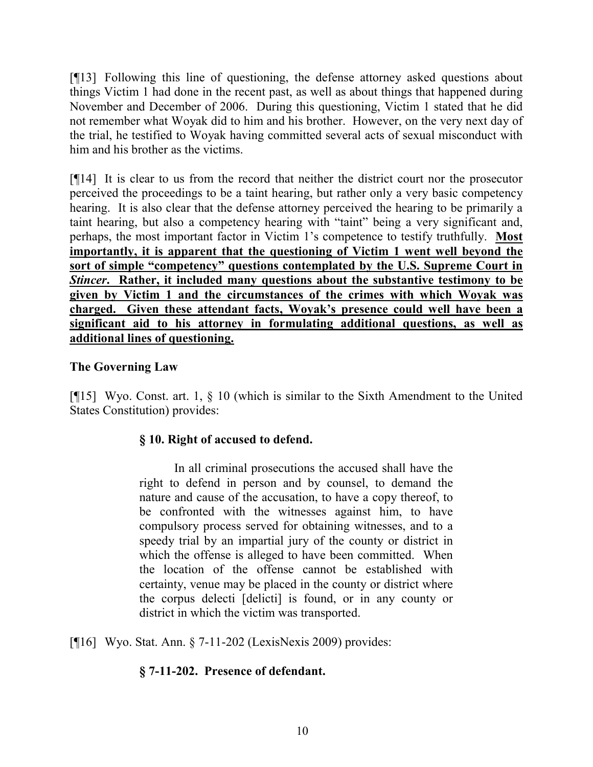[¶13] Following this line of questioning, the defense attorney asked questions about things Victim 1 had done in the recent past, as well as about things that happened during November and December of 2006. During this questioning, Victim 1 stated that he did not remember what Woyak did to him and his brother. However, on the very next day of the trial, he testified to Woyak having committed several acts of sexual misconduct with him and his brother as the victims.

[¶14] It is clear to us from the record that neither the district court nor the prosecutor perceived the proceedings to be a taint hearing, but rather only a very basic competency hearing. It is also clear that the defense attorney perceived the hearing to be primarily a taint hearing, but also a competency hearing with "taint" being a very significant and, perhaps, the most important factor in Victim 1's competence to testify truthfully. **Most importantly, it is apparent that the questioning of Victim 1 went well beyond the sort of simple "competency" questions contemplated by the U.S. Supreme Court in *Stincer*. Rather, it included many questions about the substantive testimony to be given by Victim 1 and the circumstances of the crimes with which Woyak was charged. Given these attendant facts, Woyak's presence could well have been a significant aid to his attorney in formulating additional questions, as well as additional lines of questioning.**

**The Governing Law**

[¶15] Wyo. Const. art. 1, § 10 (which is similar to the Sixth Amendment to the United States Constitution) provides:

> **§ 10. Right of accused to defend.**
>
> In all criminal prosecutions the accused shall have the right to defend in person and by counsel, to demand the nature and cause of the accusation, to have a copy thereof, to be confronted with the witnesses against him, to have compulsory process served for obtaining witnesses, and to a speedy trial by an impartial jury of the county or district in which the offense is alleged to have been committed. When the location of the offense cannot be established with certainty, venue may be placed in the county or district where the corpus delecti [delicti] is found, or in any county or district in which the victim was transported.

[¶16] Wyo. Stat. Ann. § 7-11-202 (LexisNexis 2009) provides:

> **§ 7-11-202. Presence of defendant.**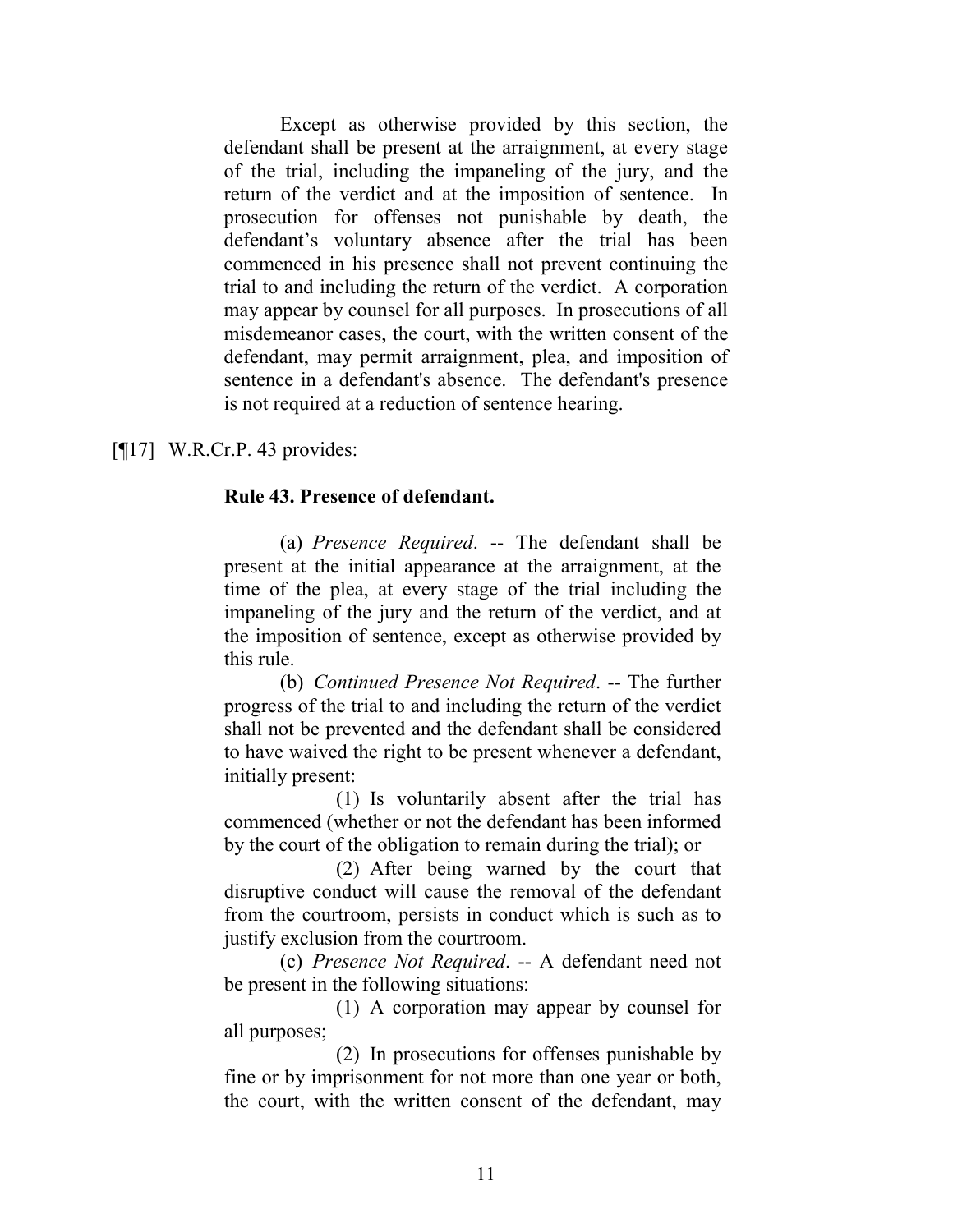> Except as otherwise provided by this section, the defendant shall be present at the arraignment, at every stage of the trial, including the impaneling of the jury, and the return of the verdict and at the imposition of sentence. In prosecution for offenses not punishable by death, the defendant's voluntary absence after the trial has been commenced in his presence shall not prevent continuing the trial to and including the return of the verdict. A corporation may appear by counsel for all purposes. In prosecutions of all misdemeanor cases, the court, with the written consent of the defendant, may permit arraignment, plea, and imposition of sentence in a defendant's absence. The defendant's presence is not required at a reduction of sentence hearing.

[¶17] W.R.Cr.P. 43 provides:

> **Rule 43. Presence of defendant.**
>
> (a) *Presence Required*. -- The defendant shall be present at the initial appearance at the arraignment, at the time of the plea, at every stage of the trial including the impaneling of the jury and the return of the verdict, and at the imposition of sentence, except as otherwise provided by this rule.
>
> (b) *Continued Presence Not Required*. -- The further progress of the trial to and including the return of the verdict shall not be prevented and the defendant shall be considered to have waived the right to be present whenever a defendant, initially present:
>
> (1) Is voluntarily absent after the trial has commenced (whether or not the defendant has been informed by the court of the obligation to remain during the trial); or
>
> (2) After being warned by the court that disruptive conduct will cause the removal of the defendant from the courtroom, persists in conduct which is such as to justify exclusion from the courtroom.
>
> (c) *Presence Not Required*. -- A defendant need not be present in the following situations:
>
> (1) A corporation may appear by counsel for all purposes;
>
> (2) In prosecutions for offenses punishable by fine or by imprisonment for not more than one year or both, the court, with the written consent of the defendant, may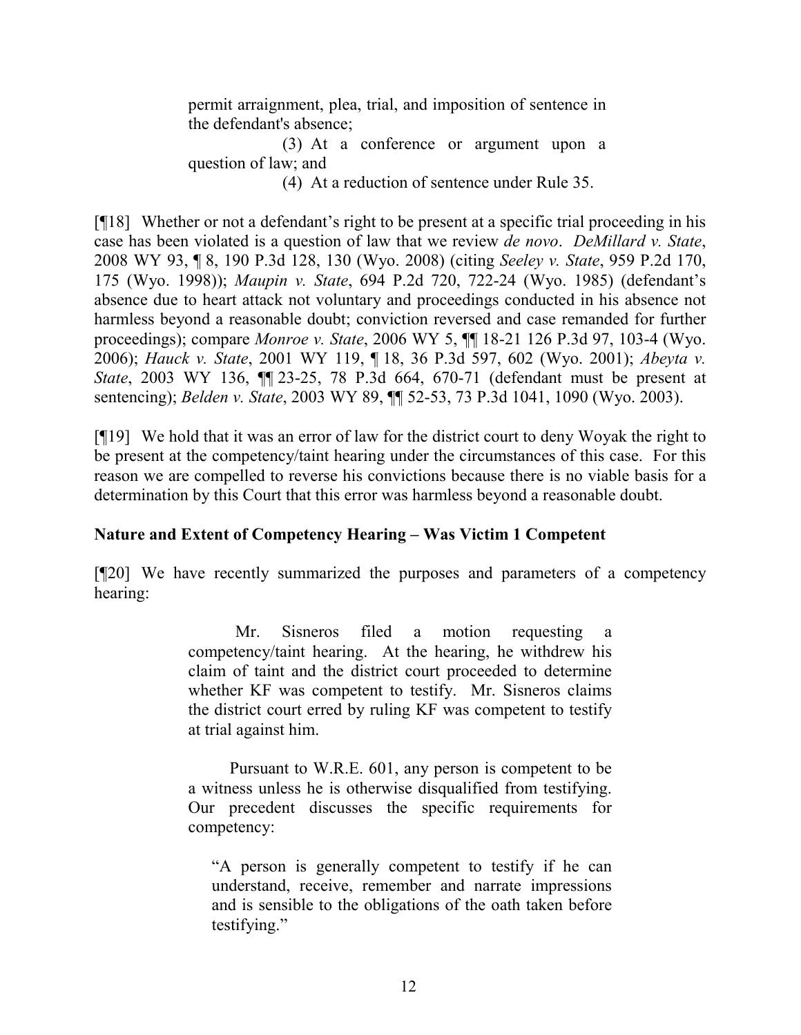> permit arraignment, plea, trial, and imposition of sentence in the defendant's absence;
>
> (3) At a conference or argument upon a question of law; and
>
> (4) At a reduction of sentence under Rule 35.

[¶18] Whether or not a defendant's right to be present at a specific trial proceeding in his case has been violated is a question of law that we review *de novo*. *DeMillard v. State*, 2008 WY 93, ¶ 8, 190 P.3d 128, 130 (Wyo. 2008) (citing *Seeley v. State*, 959 P.2d 170, 175 (Wyo. 1998)); *Maupin v. State*, 694 P.2d 720, 722-24 (Wyo. 1985) (defendant's absence due to heart attack not voluntary and proceedings conducted in his absence not harmless beyond a reasonable doubt; conviction reversed and case remanded for further proceedings); compare *Monroe v. State*, 2006 WY 5, ¶¶ 18-21 126 P.3d 97, 103-4 (Wyo. 2006); *Hauck v. State*, 2001 WY 119, ¶ 18, 36 P.3d 597, 602 (Wyo. 2001); *Abeyta v. State*, 2003 WY 136, ¶¶ 23-25, 78 P.3d 664, 670-71 (defendant must be present at sentencing); *Belden v. State*, 2003 WY 89, ¶¶ 52-53, 73 P.3d 1041, 1090 (Wyo. 2003).

[¶19] We hold that it was an error of law for the district court to deny Woyak the right to be present at the competency/taint hearing under the circumstances of this case. For this reason we are compelled to reverse his convictions because there is no viable basis for a determination by this Court that this error was harmless beyond a reasonable doubt.

**Nature and Extent of Competency Hearing – Was Victim 1 Competent**

[¶20] We have recently summarized the purposes and parameters of a competency hearing:

> Mr. Sisneros filed a motion requesting a competency/taint hearing. At the hearing, he withdrew his claim of taint and the district court proceeded to determine whether KF was competent to testify. Mr. Sisneros claims the district court erred by ruling KF was competent to testify at trial against him.
>
> Pursuant to W.R.E. 601, any person is competent to be a witness unless he is otherwise disqualified from testifying. Our precedent discusses the specific requirements for competency:
>
> > "A person is generally competent to testify if he can understand, receive, remember and narrate impressions and is sensible to the obligations of the oath taken before testifying."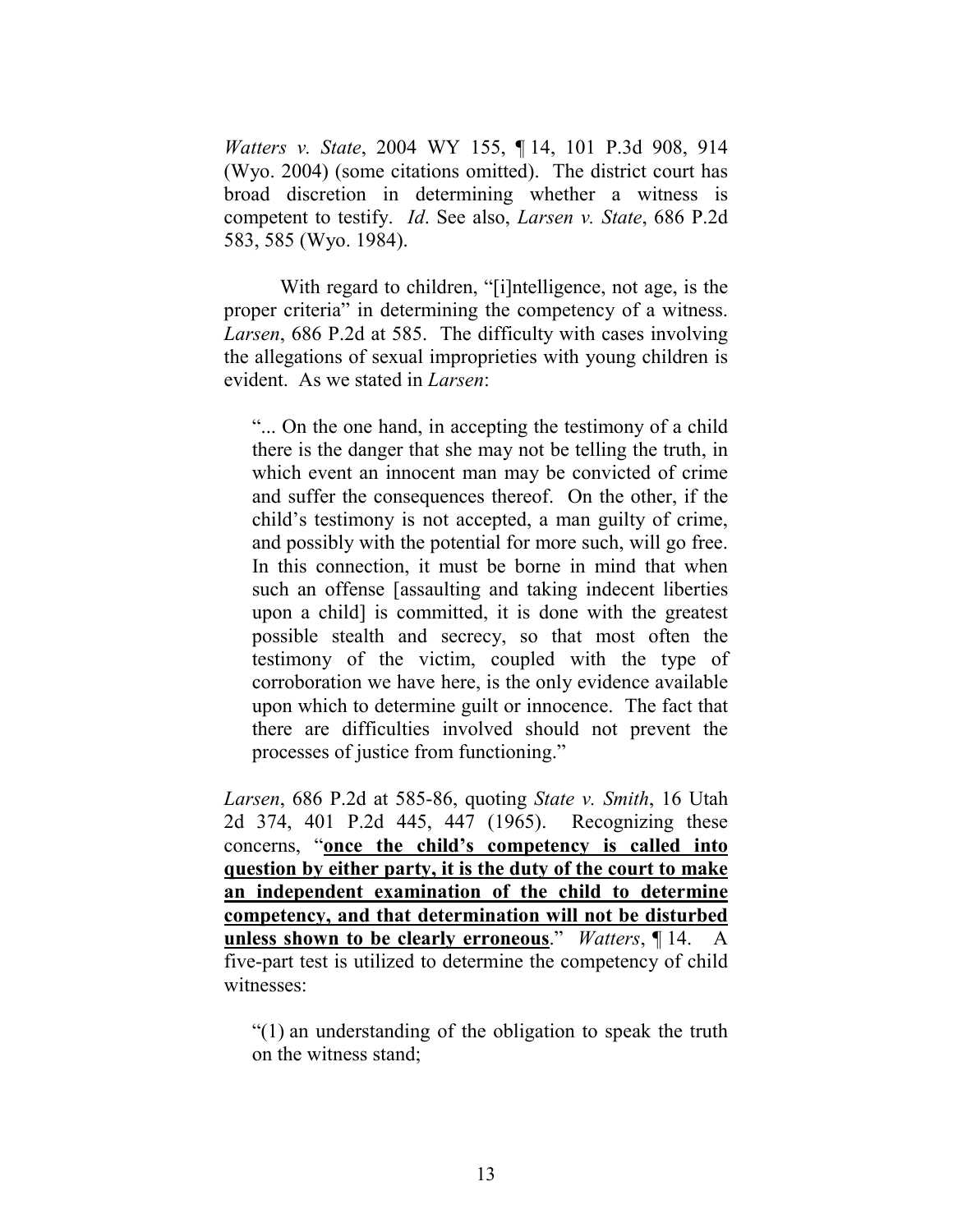*Watters v. State*, 2004 WY 155, ¶ 14, 101 P.3d 908, 914 (Wyo. 2004) (some citations omitted). The district court has broad discretion in determining whether a witness is competent to testify. *Id*. See also, *Larsen v. State*, 686 P.2d 583, 585 (Wyo. 1984).

With regard to children, "[i]ntelligence, not age, is the proper criteria" in determining the competency of a witness. *Larsen*, 686 P.2d at 585. The difficulty with cases involving the allegations of sexual improprieties with young children is evident. As we stated in *Larsen*:

> "... On the one hand, in accepting the testimony of a child there is the danger that she may not be telling the truth, in which event an innocent man may be convicted of crime and suffer the consequences thereof. On the other, if the child's testimony is not accepted, a man guilty of crime, and possibly with the potential for more such, will go free. In this connection, it must be borne in mind that when such an offense [assaulting and taking indecent liberties upon a child] is committed, it is done with the greatest possible stealth and secrecy, so that most often the testimony of the victim, coupled with the type of corroboration we have here, is the only evidence available upon which to determine guilt or innocence. The fact that there are difficulties involved should not prevent the processes of justice from functioning."

*Larsen*, 686 P.2d at 585-86, quoting *State v. Smith*, 16 Utah 2d 374, 401 P.2d 445, 447 (1965). Recognizing these concerns, "**<u>once the child's competency is called into question by either party, it is the duty of the court to make an independent examination of the child to determine competency, and that determination will not be disturbed unless shown to be clearly erroneous</u>**." *Watters*, ¶ 14. A five-part test is utilized to determine the competency of child witnesses:

> "(1) an understanding of the obligation to speak the truth on the witness stand;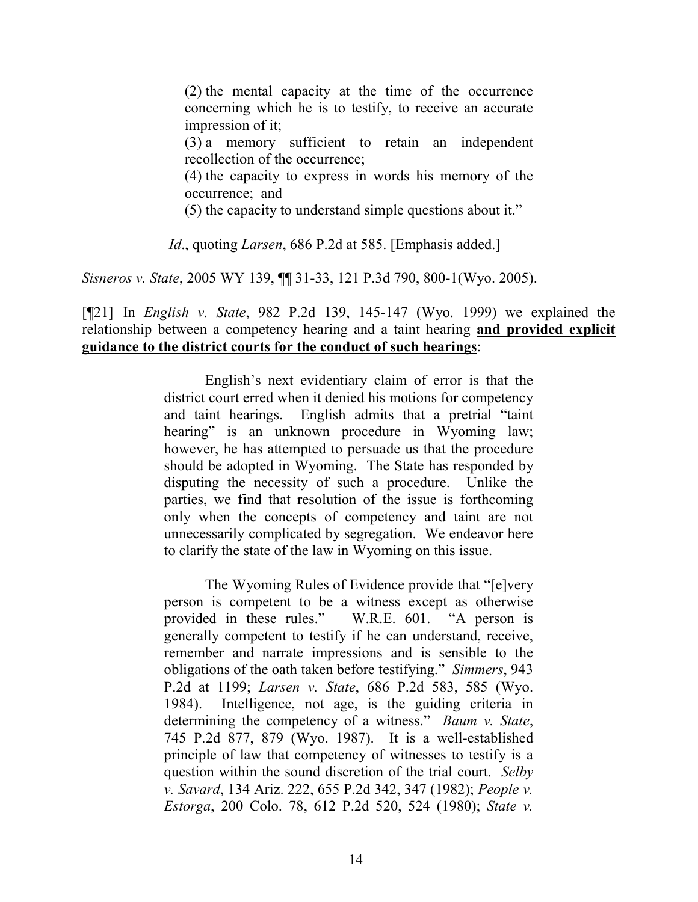> (2) the mental capacity at the time of the occurrence concerning which he is to testify, to receive an accurate impression of it;
>
> (3) a memory sufficient to retain an independent recollection of the occurrence;
>
> (4) the capacity to express in words his memory of the occurrence; and
>
> (5) the capacity to understand simple questions about it."

*Id*., quoting *Larsen*, 686 P.2d at 585. [Emphasis added.]

*Sisneros v. State*, 2005 WY 139, ¶¶ 31-33, 121 P.3d 790, 800-1(Wyo. 2005).

[¶21] In *English v. State*, 982 P.2d 139, 145-147 (Wyo. 1999) we explained the relationship between a competency hearing and a taint hearing **and provided explicit guidance to the district courts for the conduct of such hearings**:

> English's next evidentiary claim of error is that the district court erred when it denied his motions for competency and taint hearings. English admits that a pretrial "taint hearing" is an unknown procedure in Wyoming law; however, he has attempted to persuade us that the procedure should be adopted in Wyoming. The State has responded by disputing the necessity of such a procedure. Unlike the parties, we find that resolution of the issue is forthcoming only when the concepts of competency and taint are not unnecessarily complicated by segregation. We endeavor here to clarify the state of the law in Wyoming on this issue.
>
> The Wyoming Rules of Evidence provide that "[e]very person is competent to be a witness except as otherwise provided in these rules." W.R.E. 601. "A person is generally competent to testify if he can understand, receive, remember and narrate impressions and is sensible to the obligations of the oath taken before testifying." *Simmers*, 943 P.2d at 1199; *Larsen v. State*, 686 P.2d 583, 585 (Wyo. 1984). Intelligence, not age, is the guiding criteria in determining the competency of a witness." *Baum v. State*, 745 P.2d 877, 879 (Wyo. 1987). It is a well-established principle of law that competency of witnesses to testify is a question within the sound discretion of the trial court. *Selby v. Savard*, 134 Ariz. 222, 655 P.2d 342, 347 (1982); *People v. Estorga*, 200 Colo. 78, 612 P.2d 520, 524 (1980); *State v.*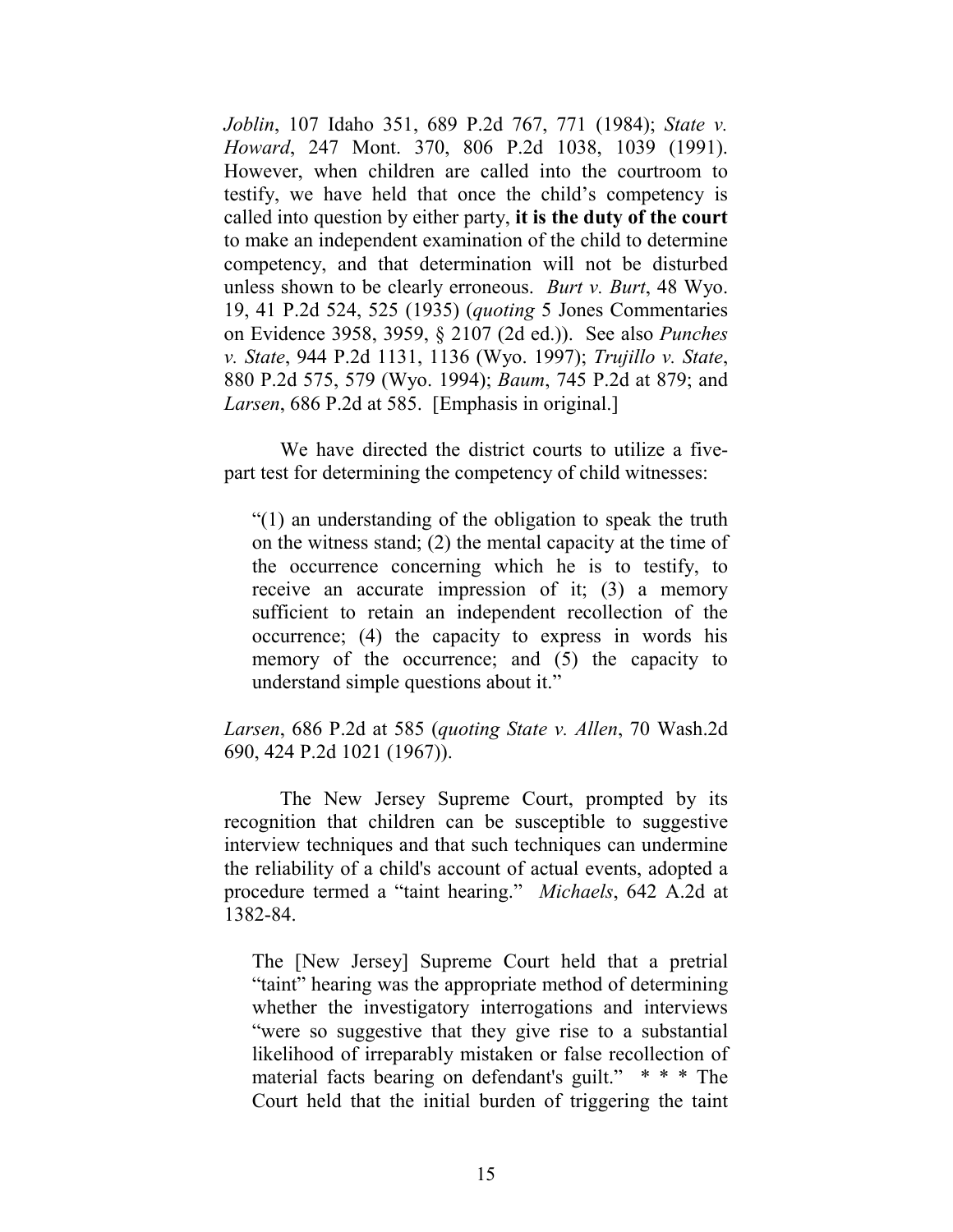*Joblin*, 107 Idaho 351, 689 P.2d 767, 771 (1984); *State v. Howard*, 247 Mont. 370, 806 P.2d 1038, 1039 (1991). However, when children are called into the courtroom to testify, we have held that once the child's competency is called into question by either party, **it is the duty of the court** to make an independent examination of the child to determine competency, and that determination will not be disturbed unless shown to be clearly erroneous. *Burt v. Burt*, 48 Wyo. 19, 41 P.2d 524, 525 (1935) (*quoting* 5 Jones Commentaries on Evidence 3958, 3959, § 2107 (2d ed.)). See also *Punches v. State*, 944 P.2d 1131, 1136 (Wyo. 1997); *Trujillo v. State*, 880 P.2d 575, 579 (Wyo. 1994); *Baum*, 745 P.2d at 879; and *Larsen*, 686 P.2d at 585. [Emphasis in original.]

We have directed the district courts to utilize a five-part test for determining the competency of child witnesses:

> "(1) an understanding of the obligation to speak the truth on the witness stand; (2) the mental capacity at the time of the occurrence concerning which he is to testify, to receive an accurate impression of it; (3) a memory sufficient to retain an independent recollection of the occurrence; (4) the capacity to express in words his memory of the occurrence; and (5) the capacity to understand simple questions about it."

*Larsen*, 686 P.2d at 585 (*quoting State v. Allen*, 70 Wash.2d 690, 424 P.2d 1021 (1967)).

The New Jersey Supreme Court, prompted by its recognition that children can be susceptible to suggestive interview techniques and that such techniques can undermine the reliability of a child's account of actual events, adopted a procedure termed a "taint hearing." *Michaels*, 642 A.2d at 1382-84.

> The [New Jersey] Supreme Court held that a pretrial "taint" hearing was the appropriate method of determining whether the investigatory interrogations and interviews "were so suggestive that they give rise to a substantial likelihood of irreparably mistaken or false recollection of material facts bearing on defendant's guilt." * * * The Court held that the initial burden of triggering the taint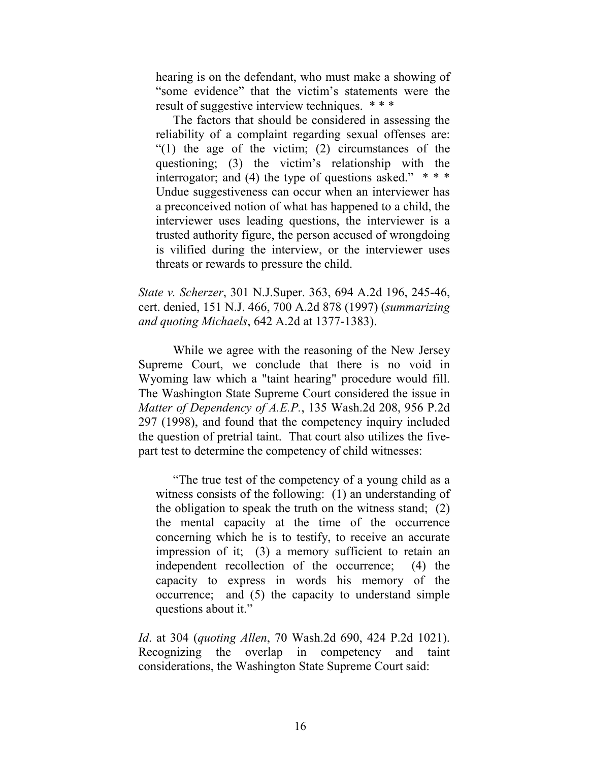> hearing is on the defendant, who must make a showing of "some evidence" that the victim's statements were the result of suggestive interview techniques. * * *
>
> The factors that should be considered in assessing the reliability of a complaint regarding sexual offenses are: "(1) the age of the victim; (2) circumstances of the questioning; (3) the victim's relationship with the interrogator; and (4) the type of questions asked." * * * Undue suggestiveness can occur when an interviewer has a preconceived notion of what has happened to a child, the interviewer uses leading questions, the interviewer is a trusted authority figure, the person accused of wrongdoing is vilified during the interview, or the interviewer uses threats or rewards to pressure the child.

*State v. Scherzer*, 301 N.J.Super. 363, 694 A.2d 196, 245-46, cert. denied, 151 N.J. 466, 700 A.2d 878 (1997) (*summarizing and quoting Michaels*, 642 A.2d at 1377-1383).

While we agree with the reasoning of the New Jersey Supreme Court, we conclude that there is no void in Wyoming law which a "taint hearing" procedure would fill. The Washington State Supreme Court considered the issue in *Matter of Dependency of A.E.P.*, 135 Wash.2d 208, 956 P.2d 297 (1998), and found that the competency inquiry included the question of pretrial taint. That court also utilizes the five-part test to determine the competency of child witnesses:

> "The true test of the competency of a young child as a witness consists of the following: (1) an understanding of the obligation to speak the truth on the witness stand; (2) the mental capacity at the time of the occurrence concerning which he is to testify, to receive an accurate impression of it; (3) a memory sufficient to retain an independent recollection of the occurrence; (4) the capacity to express in words his memory of the occurrence; and (5) the capacity to understand simple questions about it."

*Id*. at 304 (*quoting Allen*, 70 Wash.2d 690, 424 P.2d 1021). Recognizing the overlap in competency and taint considerations, the Washington State Supreme Court said: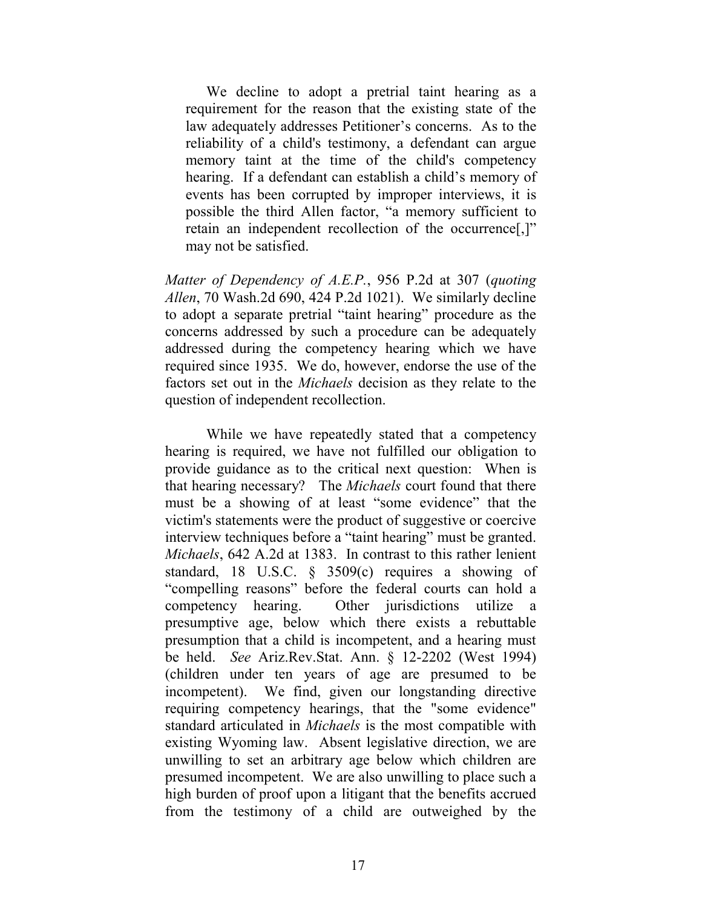> We decline to adopt a pretrial taint hearing as a requirement for the reason that the existing state of the law adequately addresses Petitioner's concerns. As to the reliability of a child's testimony, a defendant can argue memory taint at the time of the child's competency hearing. If a defendant can establish a child's memory of events has been corrupted by improper interviews, it is possible the third Allen factor, "a memory sufficient to retain an independent recollection of the occurrence[,]" may not be satisfied.

*Matter of Dependency of A.E.P.*, 956 P.2d at 307 (*quoting Allen*, 70 Wash.2d 690, 424 P.2d 1021). We similarly decline to adopt a separate pretrial "taint hearing" procedure as the concerns addressed by such a procedure can be adequately addressed during the competency hearing which we have required since 1935. We do, however, endorse the use of the factors set out in the *Michaels* decision as they relate to the question of independent recollection.

While we have repeatedly stated that a competency hearing is required, we have not fulfilled our obligation to provide guidance as to the critical next question: When is that hearing necessary? The *Michaels* court found that there must be a showing of at least "some evidence" that the victim's statements were the product of suggestive or coercive interview techniques before a "taint hearing" must be granted. *Michaels*, 642 A.2d at 1383. In contrast to this rather lenient standard, 18 U.S.C. § 3509(c) requires a showing of "compelling reasons" before the federal courts can hold a competency hearing. Other jurisdictions utilize a presumptive age, below which there exists a rebuttable presumption that a child is incompetent, and a hearing must be held. *See* Ariz.Rev.Stat. Ann. § 12-2202 (West 1994) (children under ten years of age are presumed to be incompetent). We find, given our longstanding directive requiring competency hearings, that the "some evidence" standard articulated in *Michaels* is the most compatible with existing Wyoming law. Absent legislative direction, we are unwilling to set an arbitrary age below which children are presumed incompetent. We are also unwilling to place such a high burden of proof upon a litigant that the benefits accrued from the testimony of a child are outweighed by the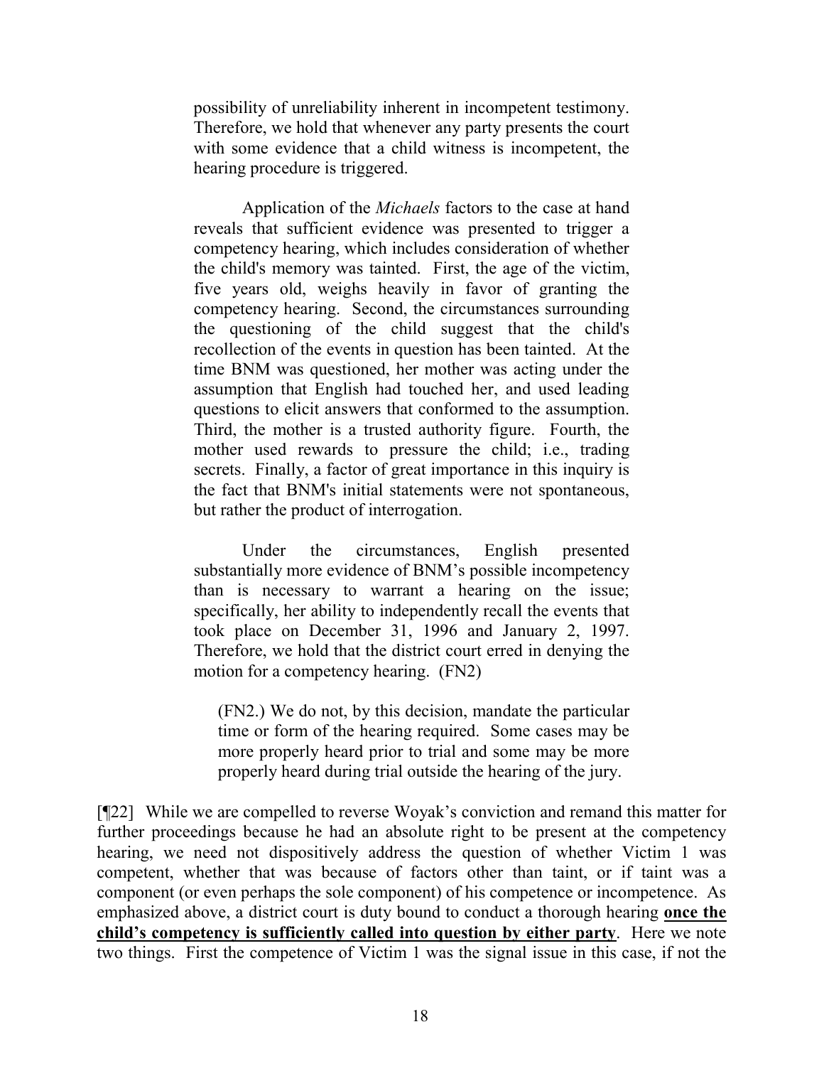> possibility of unreliability inherent in incompetent testimony. Therefore, we hold that whenever any party presents the court with some evidence that a child witness is incompetent, the hearing procedure is triggered.
>
> Application of the *Michaels* factors to the case at hand reveals that sufficient evidence was presented to trigger a competency hearing, which includes consideration of whether the child's memory was tainted. First, the age of the victim, five years old, weighs heavily in favor of granting the competency hearing. Second, the circumstances surrounding the questioning of the child suggest that the child's recollection of the events in question has been tainted. At the time BNM was questioned, her mother was acting under the assumption that English had touched her, and used leading questions to elicit answers that conformed to the assumption. Third, the mother is a trusted authority figure. Fourth, the mother used rewards to pressure the child; i.e., trading secrets. Finally, a factor of great importance in this inquiry is the fact that BNM's initial statements were not spontaneous, but rather the product of interrogation.
>
> Under the circumstances, English presented substantially more evidence of BNM's possible incompetency than is necessary to warrant a hearing on the issue; specifically, her ability to independently recall the events that took place on December 31, 1996 and January 2, 1997. Therefore, we hold that the district court erred in denying the motion for a competency hearing. (FN2)
>
> > (FN2.) We do not, by this decision, mandate the particular time or form of the hearing required. Some cases may be more properly heard prior to trial and some may be more properly heard during trial outside the hearing of the jury.

[¶22] While we are compelled to reverse Woyak's conviction and remand this matter for further proceedings because he had an absolute right to be present at the competency hearing, we need not dispositively address the question of whether Victim 1 was competent, whether that was because of factors other than taint, or if taint was a component (or even perhaps the sole component) of his competence or incompetence. As emphasized above, a district court is duty bound to conduct a thorough hearing **once the child's competency is sufficiently called into question by either party**. Here we note two things. First the competence of Victim 1 was the signal issue in this case, if not the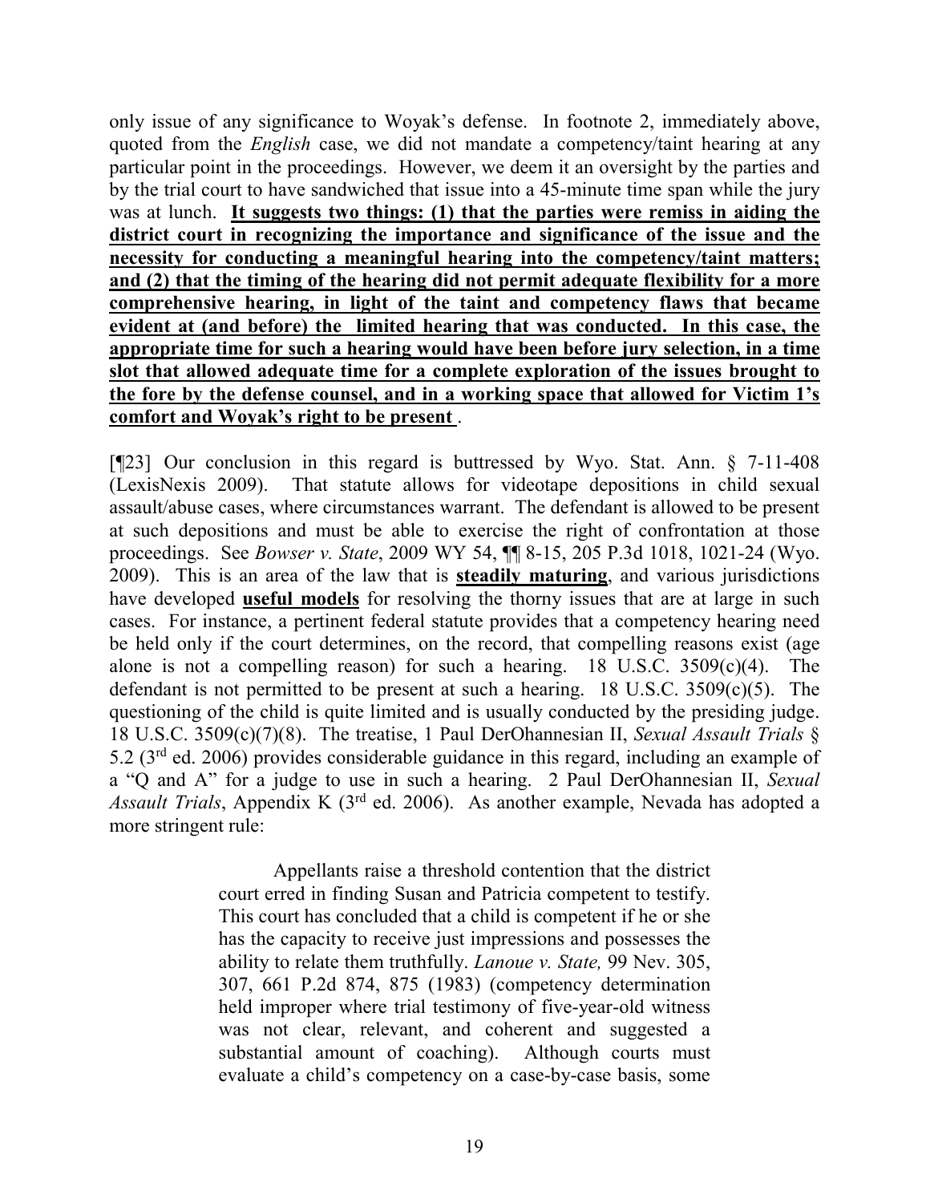only issue of any significance to Woyak's defense. In footnote 2, immediately above, quoted from the *English* case, we did not mandate a competency/taint hearing at any particular point in the proceedings. However, we deem it an oversight by the parties and by the trial court to have sandwiched that issue into a 45-minute time span while the jury was at lunch. **It suggests two things: (1) that the parties were remiss in aiding the district court in recognizing the importance and significance of the issue and the necessity for conducting a meaningful hearing into the competency/taint matters; and (2) that the timing of the hearing did not permit adequate flexibility for a more comprehensive hearing, in light of the taint and competency flaws that became evident at (and before) the limited hearing that was conducted. In this case, the appropriate time for such a hearing would have been before jury selection, in a time slot that allowed adequate time for a complete exploration of the issues brought to the fore by the defense counsel, and in a working space that allowed for Victim 1's comfort and Woyak's right to be present**.

[¶23] Our conclusion in this regard is buttressed by Wyo. Stat. Ann. § 7-11-408 (LexisNexis 2009). That statute allows for videotape depositions in child sexual assault/abuse cases, where circumstances warrant. The defendant is allowed to be present at such depositions and must be able to exercise the right of confrontation at those proceedings. See *Bowser v. State*, 2009 WY 54, ¶¶ 8-15, 205 P.3d 1018, 1021-24 (Wyo. 2009). This is an area of the law that is **steadily maturing**, and various jurisdictions have developed **useful models** for resolving the thorny issues that are at large in such cases. For instance, a pertinent federal statute provides that a competency hearing need be held only if the court determines, on the record, that compelling reasons exist (age alone is not a compelling reason) for such a hearing. 18 U.S.C. 3509(c)(4). The defendant is not permitted to be present at such a hearing. 18 U.S.C. 3509(c)(5). The questioning of the child is quite limited and is usually conducted by the presiding judge. 18 U.S.C. 3509(c)(7)(8). The treatise, 1 Paul DerOhannesian II, *Sexual Assault Trials* § 5.2 (3rd ed. 2006) provides considerable guidance in this regard, including an example of a "Q and A" for a judge to use in such a hearing. 2 Paul DerOhannesian II, *Sexual Assault Trials*, Appendix K (3rd ed. 2006). As another example, Nevada has adopted a more stringent rule:

> Appellants raise a threshold contention that the district court erred in finding Susan and Patricia competent to testify. This court has concluded that a child is competent if he or she has the capacity to receive just impressions and possesses the ability to relate them truthfully. *Lanoue v. State,* 99 Nev. 305, 307, 661 P.2d 874, 875 (1983) (competency determination held improper where trial testimony of five-year-old witness was not clear, relevant, and coherent and suggested a substantial amount of coaching). Although courts must evaluate a child's competency on a case-by-case basis, some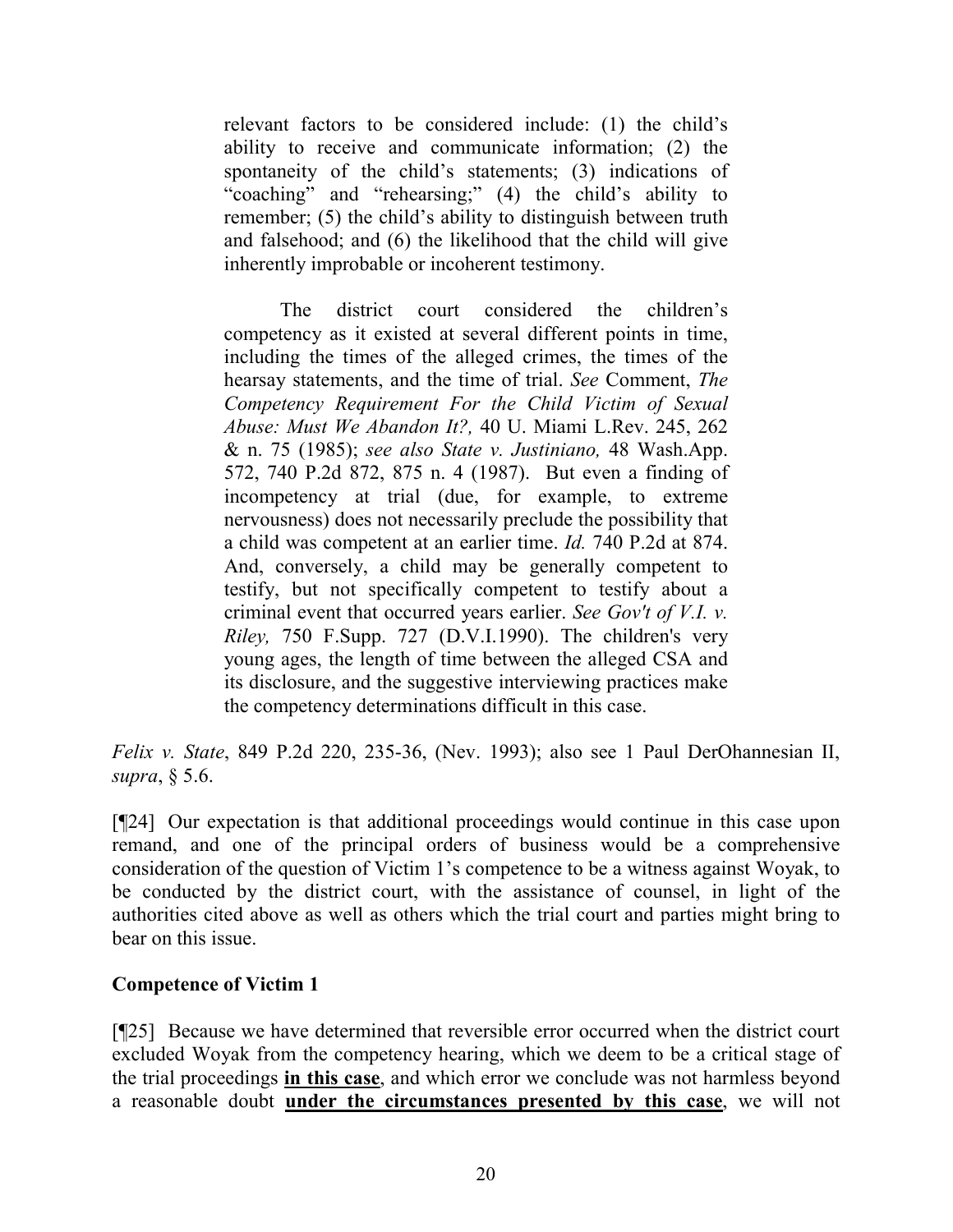> relevant factors to be considered include: (1) the child's ability to receive and communicate information; (2) the spontaneity of the child's statements; (3) indications of "coaching" and "rehearsing;" (4) the child's ability to remember; (5) the child's ability to distinguish between truth and falsehood; and (6) the likelihood that the child will give inherently improbable or incoherent testimony.
>
> The district court considered the children's competency as it existed at several different points in time, including the times of the alleged crimes, the times of the hearsay statements, and the time of trial. *See* Comment, *The Competency Requirement For the Child Victim of Sexual Abuse: Must We Abandon It?,* 40 U. Miami L.Rev. 245, 262 & n. 75 (1985); *see also State v. Justiniano,* 48 Wash.App. 572, 740 P.2d 872, 875 n. 4 (1987). But even a finding of incompetency at trial (due, for example, to extreme nervousness) does not necessarily preclude the possibility that a child was competent at an earlier time. *Id.* 740 P.2d at 874. And, conversely, a child may be generally competent to testify, but not specifically competent to testify about a criminal event that occurred years earlier. *See Gov't of V.I. v. Riley,* 750 F.Supp. 727 (D.V.I.1990). The children's very young ages, the length of time between the alleged CSA and its disclosure, and the suggestive interviewing practices make the competency determinations difficult in this case.

*Felix v. State*, 849 P.2d 220, 235-36, (Nev. 1993); also see 1 Paul DerOhannesian II, *supra*, § 5.6.

[¶24] Our expectation is that additional proceedings would continue in this case upon remand, and one of the principal orders of business would be a comprehensive consideration of the question of Victim 1's competence to be a witness against Woyak, to be conducted by the district court, with the assistance of counsel, in light of the authorities cited above as well as others which the trial court and parties might bring to bear on this issue.

**Competence of Victim 1**

[¶25] Because we have determined that reversible error occurred when the district court excluded Woyak from the competency hearing, which we deem to be a critical stage of the trial proceedings **in this case**, and which error we conclude was not harmless beyond a reasonable doubt **under the circumstances presented by this case**, we will not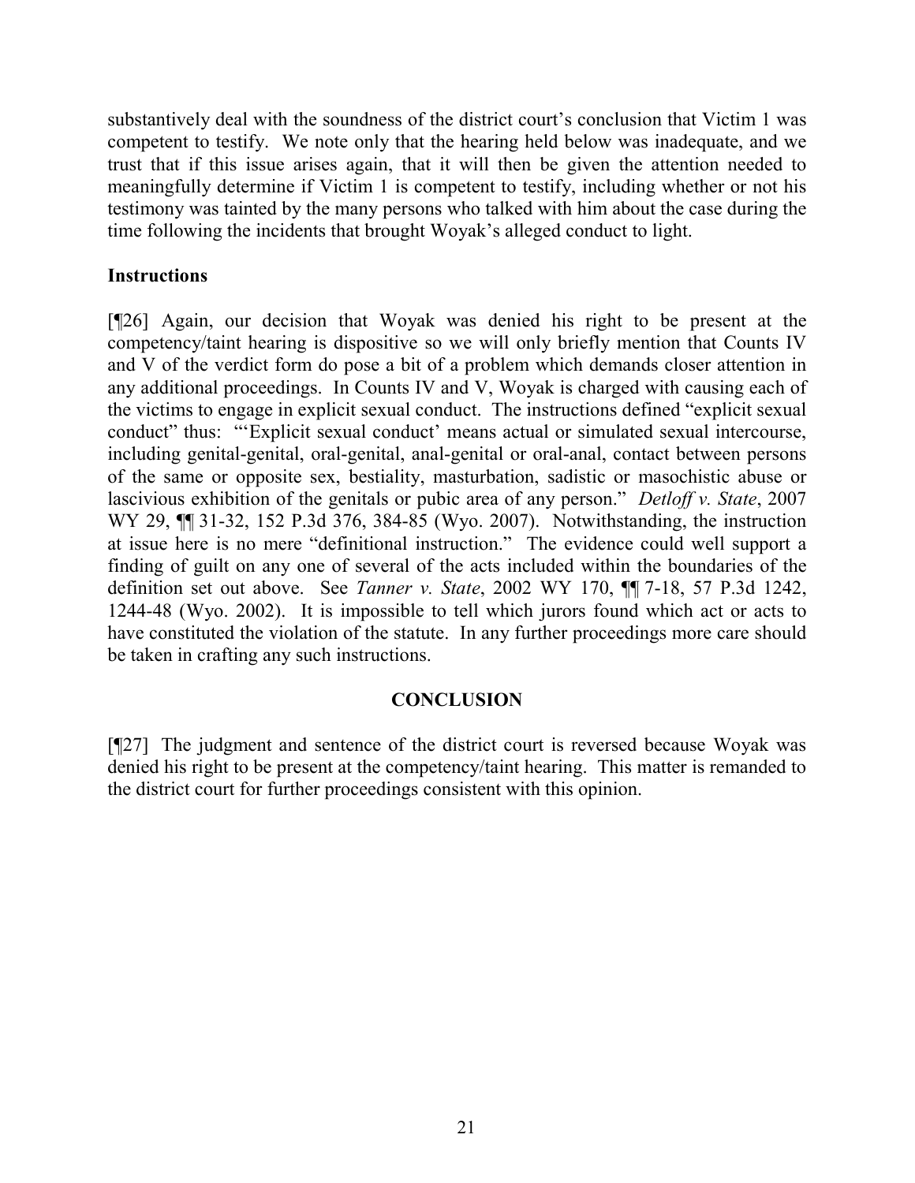substantively deal with the soundness of the district court's conclusion that Victim 1 was competent to testify. We note only that the hearing held below was inadequate, and we trust that if this issue arises again, that it will then be given the attention needed to meaningfully determine if Victim 1 is competent to testify, including whether or not his testimony was tainted by the many persons who talked with him about the case during the time following the incidents that brought Woyak's alleged conduct to light.

**Instructions**

[¶26] Again, our decision that Woyak was denied his right to be present at the competency/taint hearing is dispositive so we will only briefly mention that Counts IV and V of the verdict form do pose a bit of a problem which demands closer attention in any additional proceedings. In Counts IV and V, Woyak is charged with causing each of the victims to engage in explicit sexual conduct. The instructions defined "explicit sexual conduct" thus: "'Explicit sexual conduct' means actual or simulated sexual intercourse, including genital-genital, oral-genital, anal-genital or oral-anal, contact between persons of the same or opposite sex, bestiality, masturbation, sadistic or masochistic abuse or lascivious exhibition of the genitals or pubic area of any person." *Detloff v. State*, 2007 WY 29, ¶¶ 31-32, 152 P.3d 376, 384-85 (Wyo. 2007). Notwithstanding, the instruction at issue here is no mere "definitional instruction." The evidence could well support a finding of guilt on any one of several of the acts included within the boundaries of the definition set out above. See *Tanner v. State*, 2002 WY 170, ¶¶ 7-18, 57 P.3d 1242, 1244-48 (Wyo. 2002). It is impossible to tell which jurors found which act or acts to have constituted the violation of the statute. In any further proceedings more care should be taken in crafting any such instructions.

## CONCLUSION

[¶27] The judgment and sentence of the district court is reversed because Woyak was denied his right to be present at the competency/taint hearing. This matter is remanded to the district court for further proceedings consistent with this opinion.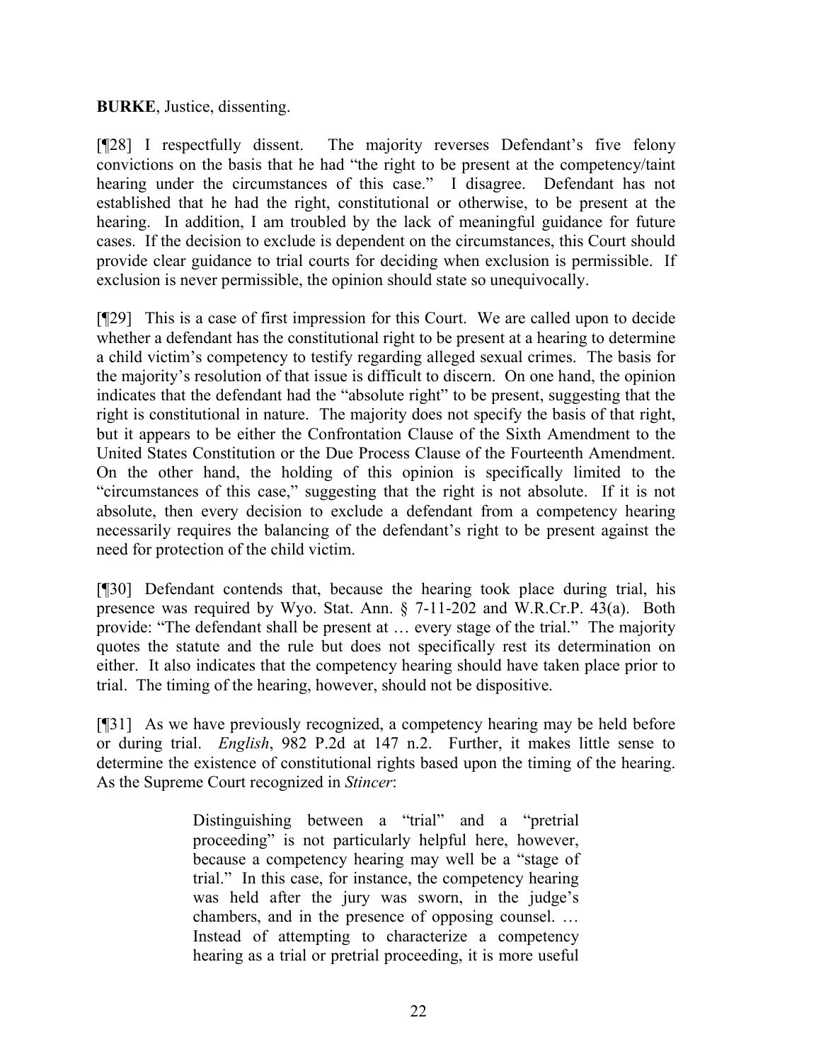**BURKE**, Justice, dissenting.

[¶28] I respectfully dissent. The majority reverses Defendant's five felony convictions on the basis that he had "the right to be present at the competency/taint hearing under the circumstances of this case." I disagree. Defendant has not established that he had the right, constitutional or otherwise, to be present at the hearing. In addition, I am troubled by the lack of meaningful guidance for future cases. If the decision to exclude is dependent on the circumstances, this Court should provide clear guidance to trial courts for deciding when exclusion is permissible. If exclusion is never permissible, the opinion should state so unequivocally.

[¶29] This is a case of first impression for this Court. We are called upon to decide whether a defendant has the constitutional right to be present at a hearing to determine a child victim's competency to testify regarding alleged sexual crimes. The basis for the majority's resolution of that issue is difficult to discern. On one hand, the opinion indicates that the defendant had the "absolute right" to be present, suggesting that the right is constitutional in nature. The majority does not specify the basis of that right, but it appears to be either the Confrontation Clause of the Sixth Amendment to the United States Constitution or the Due Process Clause of the Fourteenth Amendment. On the other hand, the holding of this opinion is specifically limited to the "circumstances of this case," suggesting that the right is not absolute. If it is not absolute, then every decision to exclude a defendant from a competency hearing necessarily requires the balancing of the defendant's right to be present against the need for protection of the child victim.

[¶30] Defendant contends that, because the hearing took place during trial, his presence was required by Wyo. Stat. Ann. § 7-11-202 and W.R.Cr.P. 43(a). Both provide: "The defendant shall be present at … every stage of the trial." The majority quotes the statute and the rule but does not specifically rest its determination on either. It also indicates that the competency hearing should have taken place prior to trial. The timing of the hearing, however, should not be dispositive.

[¶31] As we have previously recognized, a competency hearing may be held before or during trial. *English*, 982 P.2d at 147 n.2. Further, it makes little sense to determine the existence of constitutional rights based upon the timing of the hearing. As the Supreme Court recognized in *Stincer*:

> Distinguishing between a "trial" and a "pretrial proceeding" is not particularly helpful here, however, because a competency hearing may well be a "stage of trial." In this case, for instance, the competency hearing was held after the jury was sworn, in the judge's chambers, and in the presence of opposing counsel. … Instead of attempting to characterize a competency hearing as a trial or pretrial proceeding, it is more useful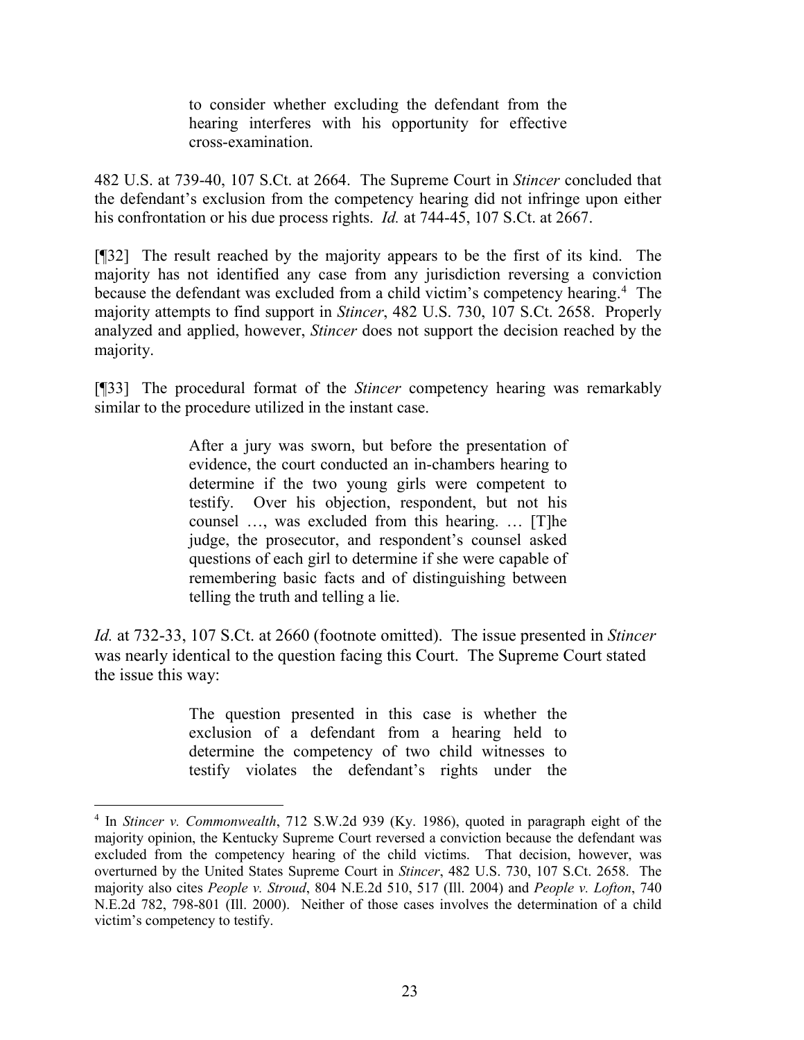> to consider whether excluding the defendant from the hearing interferes with his opportunity for effective cross-examination.

482 U.S. at 739-40, 107 S.Ct. at 2664. The Supreme Court in *Stincer* concluded that the defendant's exclusion from the competency hearing did not infringe upon either his confrontation or his due process rights. *Id.* at 744-45, 107 S.Ct. at 2667.

[¶32] The result reached by the majority appears to be the first of its kind. The majority has not identified any case from any jurisdiction reversing a conviction because the defendant was excluded from a child victim's competency hearing.[4] The majority attempts to find support in *Stincer*, 482 U.S. 730, 107 S.Ct. 2658. Properly analyzed and applied, however, *Stincer* does not support the decision reached by the majority.

[¶33] The procedural format of the *Stincer* competency hearing was remarkably similar to the procedure utilized in the instant case.

> After a jury was sworn, but before the presentation of evidence, the court conducted an in-chambers hearing to determine if the two young girls were competent to testify. Over his objection, respondent, but not his counsel …, was excluded from this hearing. … [T]he judge, the prosecutor, and respondent's counsel asked questions of each girl to determine if she were capable of remembering basic facts and of distinguishing between telling the truth and telling a lie.

*Id.* at 732-33, 107 S.Ct. at 2660 (footnote omitted). The issue presented in *Stincer* was nearly identical to the question facing this Court. The Supreme Court stated the issue this way:

> The question presented in this case is whether the exclusion of a defendant from a hearing held to determine the competency of two child witnesses to testify violates the defendant's rights under the

---

[4] In *Stincer v. Commonwealth*, 712 S.W.2d 939 (Ky. 1986), quoted in paragraph eight of the majority opinion, the Kentucky Supreme Court reversed a conviction because the defendant was excluded from the competency hearing of the child victims. That decision, however, was overturned by the United States Supreme Court in *Stincer*, 482 U.S. 730, 107 S.Ct. 2658. The majority also cites *People v. Stroud*, 804 N.E.2d 510, 517 (Ill. 2004) and *People v. Lofton*, 740 N.E.2d 782, 798-801 (Ill. 2000). Neither of those cases involves the determination of a child victim's competency to testify.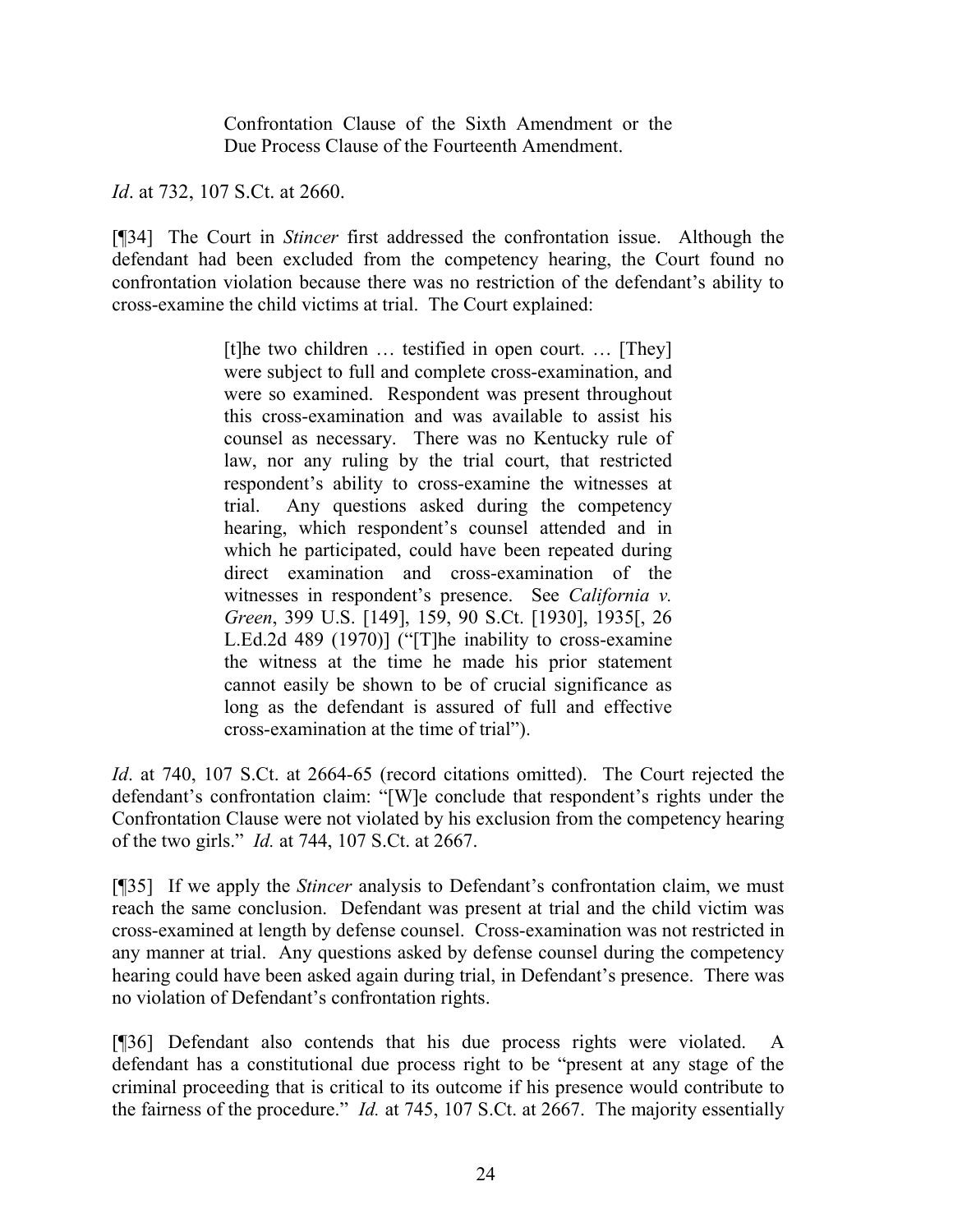> Confrontation Clause of the Sixth Amendment or the Due Process Clause of the Fourteenth Amendment.

*Id*. at 732, 107 S.Ct. at 2660.

[¶34] The Court in *Stincer* first addressed the confrontation issue. Although the defendant had been excluded from the competency hearing, the Court found no confrontation violation because there was no restriction of the defendant's ability to cross-examine the child victims at trial. The Court explained:

> [t]he two children … testified in open court. … [They] were subject to full and complete cross-examination, and were so examined. Respondent was present throughout this cross-examination and was available to assist his counsel as necessary. There was no Kentucky rule of law, nor any ruling by the trial court, that restricted respondent's ability to cross-examine the witnesses at trial. Any questions asked during the competency hearing, which respondent's counsel attended and in which he participated, could have been repeated during direct examination and cross-examination of the witnesses in respondent's presence. See *California v. Green*, 399 U.S. [149], 159, 90 S.Ct. [1930], 1935[, 26 L.Ed.2d 489 (1970)] ("[T]he inability to cross-examine the witness at the time he made his prior statement cannot easily be shown to be of crucial significance as long as the defendant is assured of full and effective cross-examination at the time of trial").

*Id*. at 740, 107 S.Ct. at 2664-65 (record citations omitted). The Court rejected the defendant's confrontation claim: "[W]e conclude that respondent's rights under the Confrontation Clause were not violated by his exclusion from the competency hearing of the two girls." *Id.* at 744, 107 S.Ct. at 2667.

[¶35] If we apply the *Stincer* analysis to Defendant's confrontation claim, we must reach the same conclusion. Defendant was present at trial and the child victim was cross-examined at length by defense counsel. Cross-examination was not restricted in any manner at trial. Any questions asked by defense counsel during the competency hearing could have been asked again during trial, in Defendant's presence. There was no violation of Defendant's confrontation rights.

[¶36] Defendant also contends that his due process rights were violated. A defendant has a constitutional due process right to be "present at any stage of the criminal proceeding that is critical to its outcome if his presence would contribute to the fairness of the procedure." *Id.* at 745, 107 S.Ct. at 2667. The majority essentially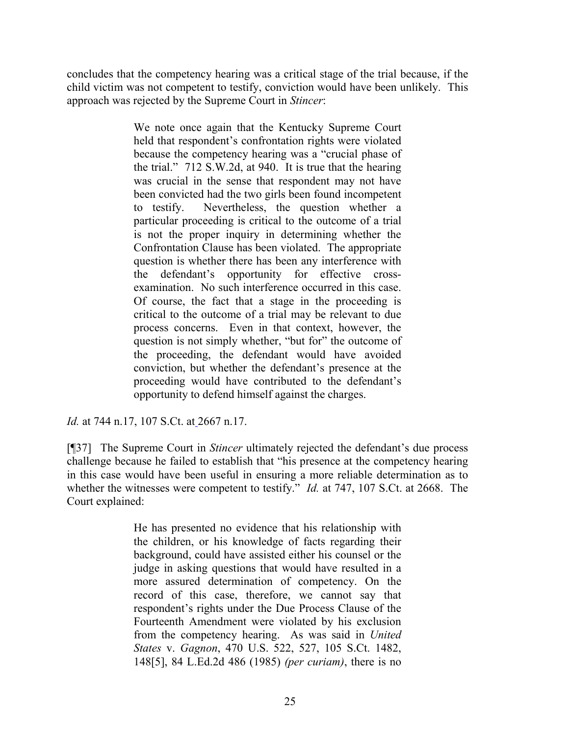concludes that the competency hearing was a critical stage of the trial because, if the child victim was not competent to testify, conviction would have been unlikely. This approach was rejected by the Supreme Court in *Stincer*:

> We note once again that the Kentucky Supreme Court held that respondent's confrontation rights were violated because the competency hearing was a "crucial phase of the trial." 712 S.W.2d, at 940. It is true that the hearing was crucial in the sense that respondent may not have been convicted had the two girls been found incompetent to testify. Nevertheless, the question whether a particular proceeding is critical to the outcome of a trial is not the proper inquiry in determining whether the Confrontation Clause has been violated. The appropriate question is whether there has been any interference with the defendant's opportunity for effective cross-examination. No such interference occurred in this case. Of course, the fact that a stage in the proceeding is critical to the outcome of a trial may be relevant to due process concerns. Even in that context, however, the question is not simply whether, "but for" the outcome of the proceeding, the defendant would have avoided conviction, but whether the defendant's presence at the proceeding would have contributed to the defendant's opportunity to defend himself against the charges.

*Id.* at 744 n.17, 107 S.Ct. at 2667 n.17.

[¶37] The Supreme Court in *Stincer* ultimately rejected the defendant's due process challenge because he failed to establish that "his presence at the competency hearing in this case would have been useful in ensuring a more reliable determination as to whether the witnesses were competent to testify." *Id.* at 747, 107 S.Ct. at 2668. The Court explained:

> He has presented no evidence that his relationship with the children, or his knowledge of facts regarding their background, could have assisted either his counsel or the judge in asking questions that would have resulted in a more assured determination of competency. On the record of this case, therefore, we cannot say that respondent's rights under the Due Process Clause of the Fourteenth Amendment were violated by his exclusion from the competency hearing. As was said in *United States* v. *Gagnon*, 470 U.S. 522, 527, 105 S.Ct. 1482, 148[5], 84 L.Ed.2d 486 (1985) *(per curiam)*, there is no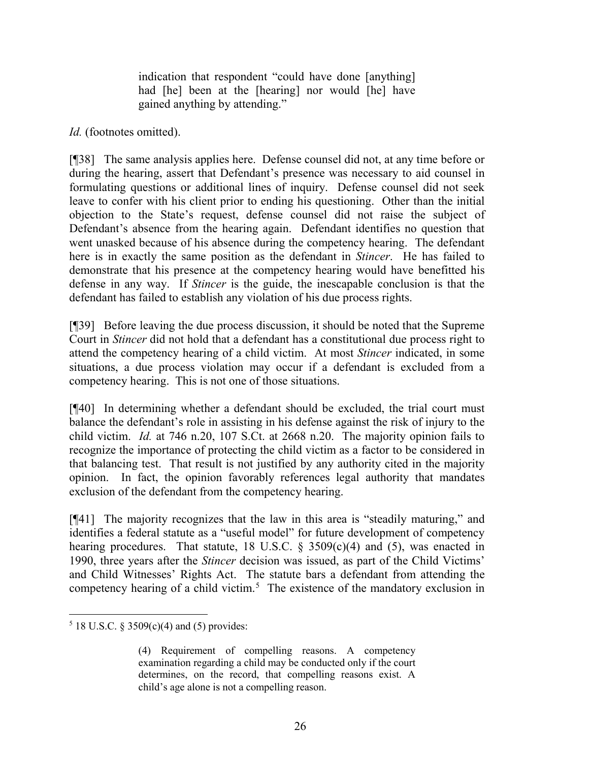> indication that respondent "could have done [anything] had [he] been at the [hearing] nor would [he] have gained anything by attending."

*Id.* (footnotes omitted).

[¶38] The same analysis applies here. Defense counsel did not, at any time before or during the hearing, assert that Defendant's presence was necessary to aid counsel in formulating questions or additional lines of inquiry. Defense counsel did not seek leave to confer with his client prior to ending his questioning. Other than the initial objection to the State's request, defense counsel did not raise the subject of Defendant's absence from the hearing again. Defendant identifies no question that went unasked because of his absence during the competency hearing. The defendant here is in exactly the same position as the defendant in *Stincer*. He has failed to demonstrate that his presence at the competency hearing would have benefitted his defense in any way. If *Stincer* is the guide, the inescapable conclusion is that the defendant has failed to establish any violation of his due process rights.

[¶39] Before leaving the due process discussion, it should be noted that the Supreme Court in *Stincer* did not hold that a defendant has a constitutional due process right to attend the competency hearing of a child victim. At most *Stincer* indicated, in some situations, a due process violation may occur if a defendant is excluded from a competency hearing. This is not one of those situations.

[¶40] In determining whether a defendant should be excluded, the trial court must balance the defendant's role in assisting in his defense against the risk of injury to the child victim. *Id.* at 746 n.20, 107 S.Ct. at 2668 n.20. The majority opinion fails to recognize the importance of protecting the child victim as a factor to be considered in that balancing test. That result is not justified by any authority cited in the majority opinion. In fact, the opinion favorably references legal authority that mandates exclusion of the defendant from the competency hearing.

[¶41] The majority recognizes that the law in this area is "steadily maturing," and identifies a federal statute as a "useful model" for future development of competency hearing procedures. That statute, 18 U.S.C. § 3509(c)(4) and (5), was enacted in 1990, three years after the *Stincer* decision was issued, as part of the Child Victims' and Child Witnesses' Rights Act. The statute bars a defendant from attending the competency hearing of a child victim.[5] The existence of the mandatory exclusion in

---

[5] 18 U.S.C. § 3509(c)(4) and (5) provides:

> (4) Requirement of compelling reasons. A competency examination regarding a child may be conducted only if the court determines, on the record, that compelling reasons exist. A child's age alone is not a compelling reason.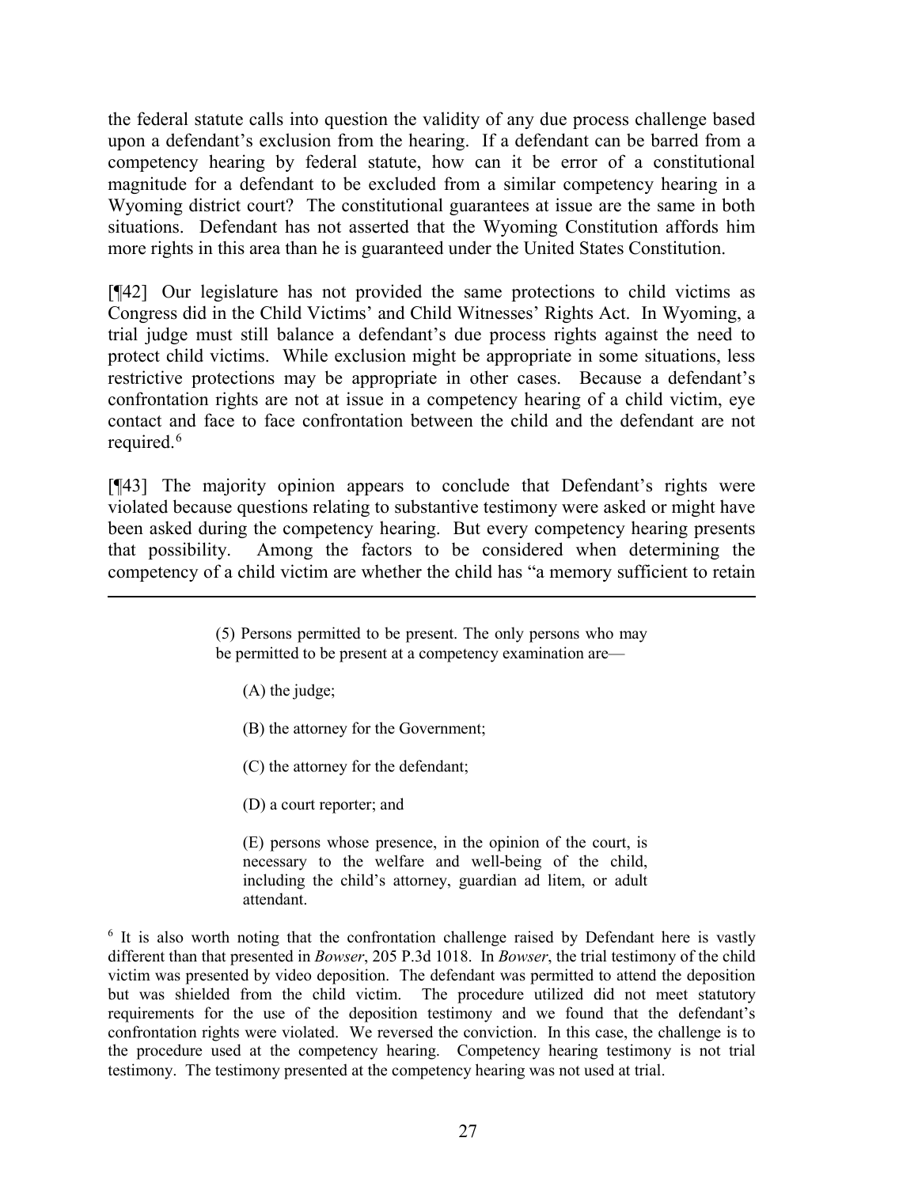the federal statute calls into question the validity of any due process challenge based upon a defendant's exclusion from the hearing. If a defendant can be barred from a competency hearing by federal statute, how can it be error of a constitutional magnitude for a defendant to be excluded from a similar competency hearing in a Wyoming district court? The constitutional guarantees at issue are the same in both situations. Defendant has not asserted that the Wyoming Constitution affords him more rights in this area than he is guaranteed under the United States Constitution.

[¶42] Our legislature has not provided the same protections to child victims as Congress did in the Child Victims' and Child Witnesses' Rights Act. In Wyoming, a trial judge must still balance a defendant's due process rights against the need to protect child victims. While exclusion might be appropriate in some situations, less restrictive protections may be appropriate in other cases. Because a defendant's confrontation rights are not at issue in a competency hearing of a child victim, eye contact and face to face confrontation between the child and the defendant are not required.[6]

[¶43] The majority opinion appears to conclude that Defendant's rights were violated because questions relating to substantive testimony were asked or might have been asked during the competency hearing. But every competency hearing presents that possibility. Among the factors to be considered when determining the competency of a child victim are whether the child has "a memory sufficient to retain

---

> (5) Persons permitted to be present. The only persons who may be permitted to be present at a competency examination are—
>
> (A) the judge;
>
> (B) the attorney for the Government;
>
> (C) the attorney for the defendant;
>
> (D) a court reporter; and
>
> (E) persons whose presence, in the opinion of the court, is necessary to the welfare and well-being of the child, including the child's attorney, guardian ad litem, or adult attendant.

[6] It is also worth noting that the confrontation challenge raised by Defendant here is vastly different than that presented in *Bowser*, 205 P.3d 1018. In *Bowser*, the trial testimony of the child victim was presented by video deposition. The defendant was permitted to attend the deposition but was shielded from the child victim. The procedure utilized did not meet statutory requirements for the use of the deposition testimony and we found that the defendant's confrontation rights were violated. We reversed the conviction. In this case, the challenge is to the procedure used at the competency hearing. Competency hearing testimony is not trial testimony. The testimony presented at the competency hearing was not used at trial.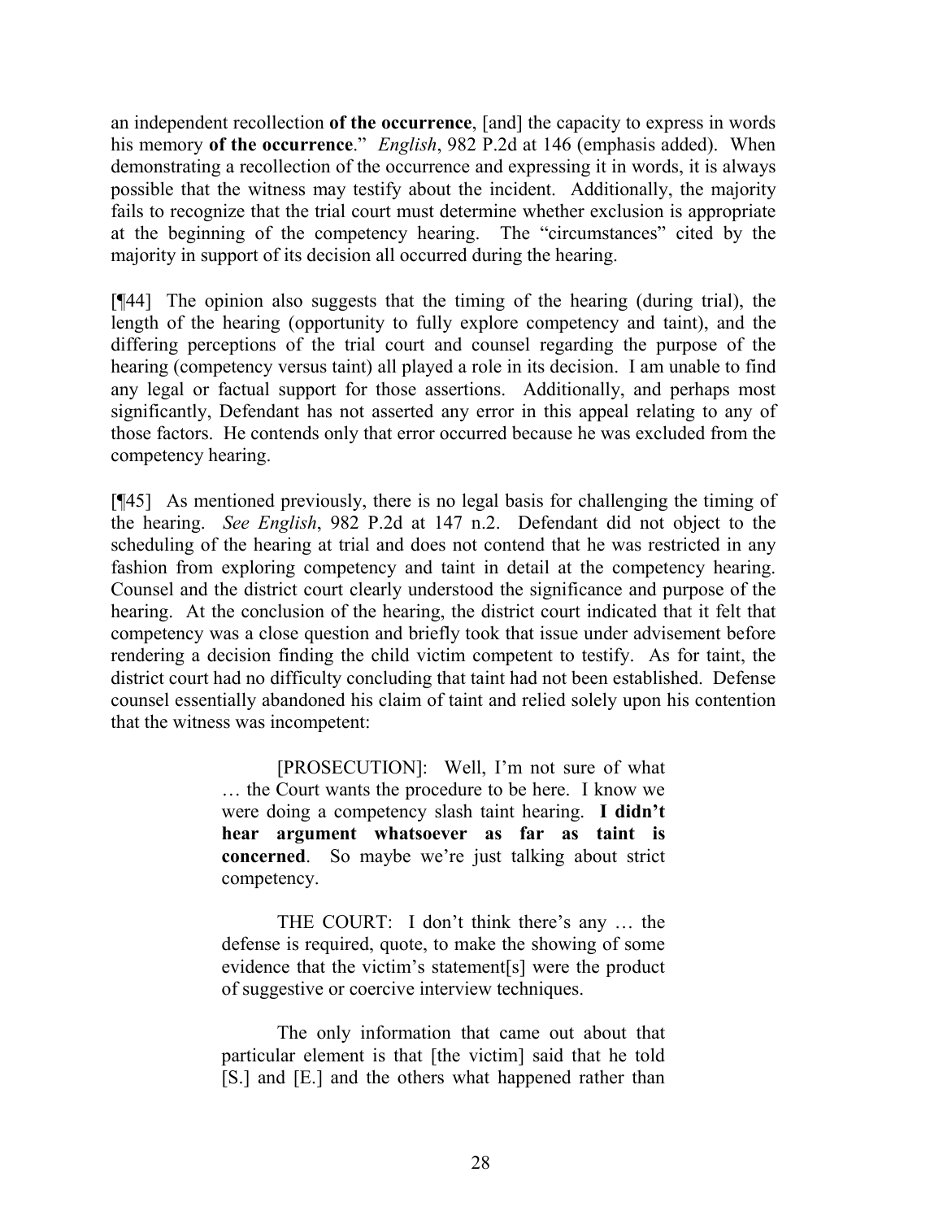an independent recollection **of the occurrence**, [and] the capacity to express in words his memory **of the occurrence**." *English*, 982 P.2d at 146 (emphasis added). When demonstrating a recollection of the occurrence and expressing it in words, it is always possible that the witness may testify about the incident. Additionally, the majority fails to recognize that the trial court must determine whether exclusion is appropriate at the beginning of the competency hearing. The "circumstances" cited by the majority in support of its decision all occurred during the hearing.

[¶44] The opinion also suggests that the timing of the hearing (during trial), the length of the hearing (opportunity to fully explore competency and taint), and the differing perceptions of the trial court and counsel regarding the purpose of the hearing (competency versus taint) all played a role in its decision. I am unable to find any legal or factual support for those assertions. Additionally, and perhaps most significantly, Defendant has not asserted any error in this appeal relating to any of those factors. He contends only that error occurred because he was excluded from the competency hearing.

[¶45] As mentioned previously, there is no legal basis for challenging the timing of the hearing. *See English*, 982 P.2d at 147 n.2. Defendant did not object to the scheduling of the hearing at trial and does not contend that he was restricted in any fashion from exploring competency and taint in detail at the competency hearing. Counsel and the district court clearly understood the significance and purpose of the hearing. At the conclusion of the hearing, the district court indicated that it felt that competency was a close question and briefly took that issue under advisement before rendering a decision finding the child victim competent to testify. As for taint, the district court had no difficulty concluding that taint had not been established. Defense counsel essentially abandoned his claim of taint and relied solely upon his contention that the witness was incompetent:

> [PROSECUTION]: Well, I'm not sure of what … the Court wants the procedure to be here. I know we were doing a competency slash taint hearing. **I didn't hear argument whatsoever as far as taint is concerned**. So maybe we're just talking about strict competency.
>
> THE COURT: I don't think there's any … the defense is required, quote, to make the showing of some evidence that the victim's statement[s] were the product of suggestive or coercive interview techniques.
>
> The only information that came out about that particular element is that [the victim] said that he told [S.] and [E.] and the others what happened rather than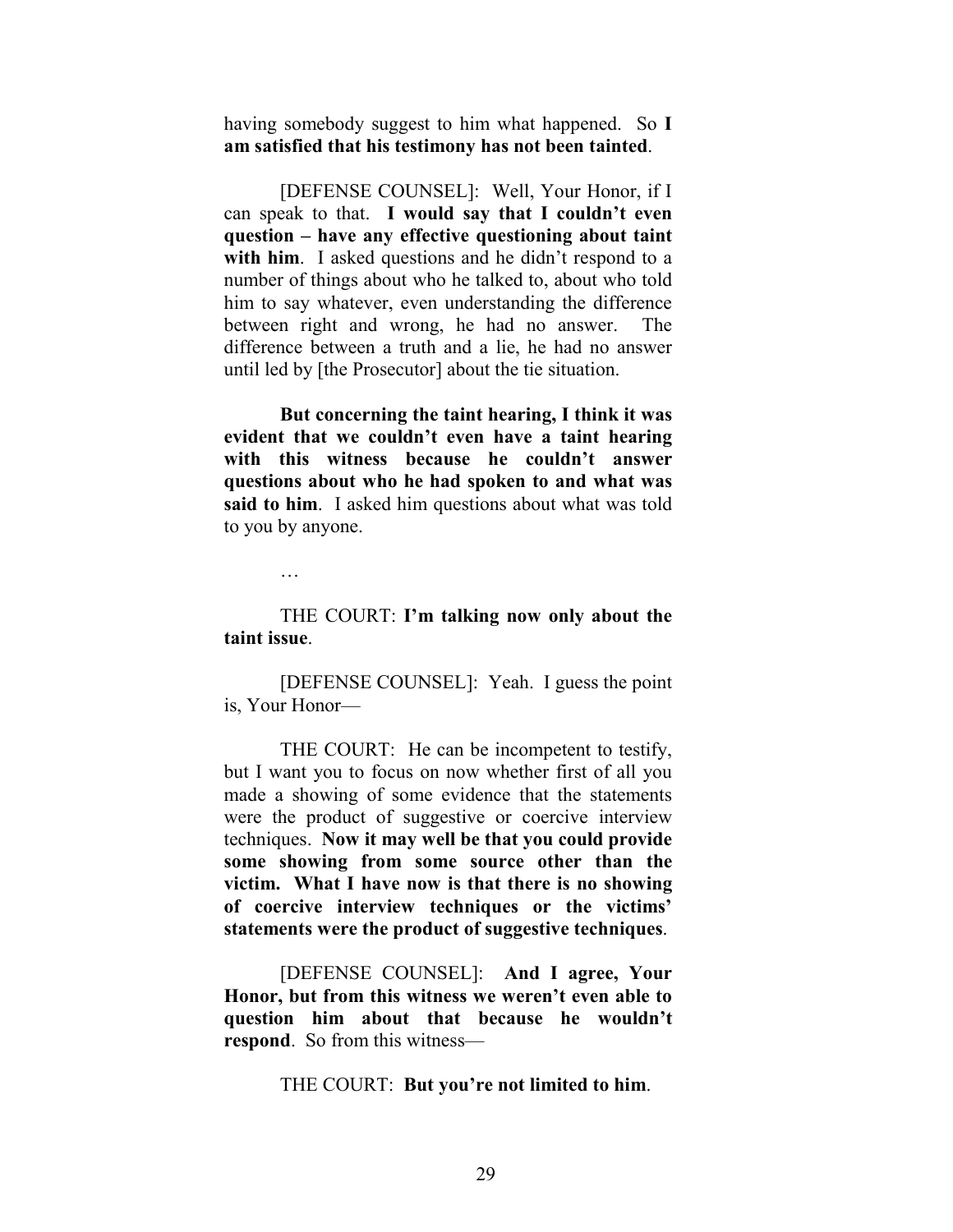having somebody suggest to him what happened. So **I am satisfied that his testimony has not been tainted**.

[DEFENSE COUNSEL]: Well, Your Honor, if I can speak to that. **I would say that I couldn't even question – have any effective questioning about taint with him**. I asked questions and he didn't respond to a number of things about who he talked to, about who told him to say whatever, even understanding the difference between right and wrong, he had no answer. The difference between a truth and a lie, he had no answer until led by [the Prosecutor] about the tie situation.

**But concerning the taint hearing, I think it was evident that we couldn't even have a taint hearing with this witness because he couldn't answer questions about who he had spoken to and what was said to him**. I asked him questions about what was told to you by anyone.

…

THE COURT: **I'm talking now only about the taint issue**.

[DEFENSE COUNSEL]: Yeah. I guess the point is, Your Honor—

THE COURT: He can be incompetent to testify, but I want you to focus on now whether first of all you made a showing of some evidence that the statements were the product of suggestive or coercive interview techniques. **Now it may well be that you could provide some showing from some source other than the victim. What I have now is that there is no showing of coercive interview techniques or the victims' statements were the product of suggestive techniques**.

[DEFENSE COUNSEL]: **And I agree, Your Honor, but from this witness we weren't even able to question him about that because he wouldn't respond**. So from this witness—

THE COURT: **But you're not limited to him**.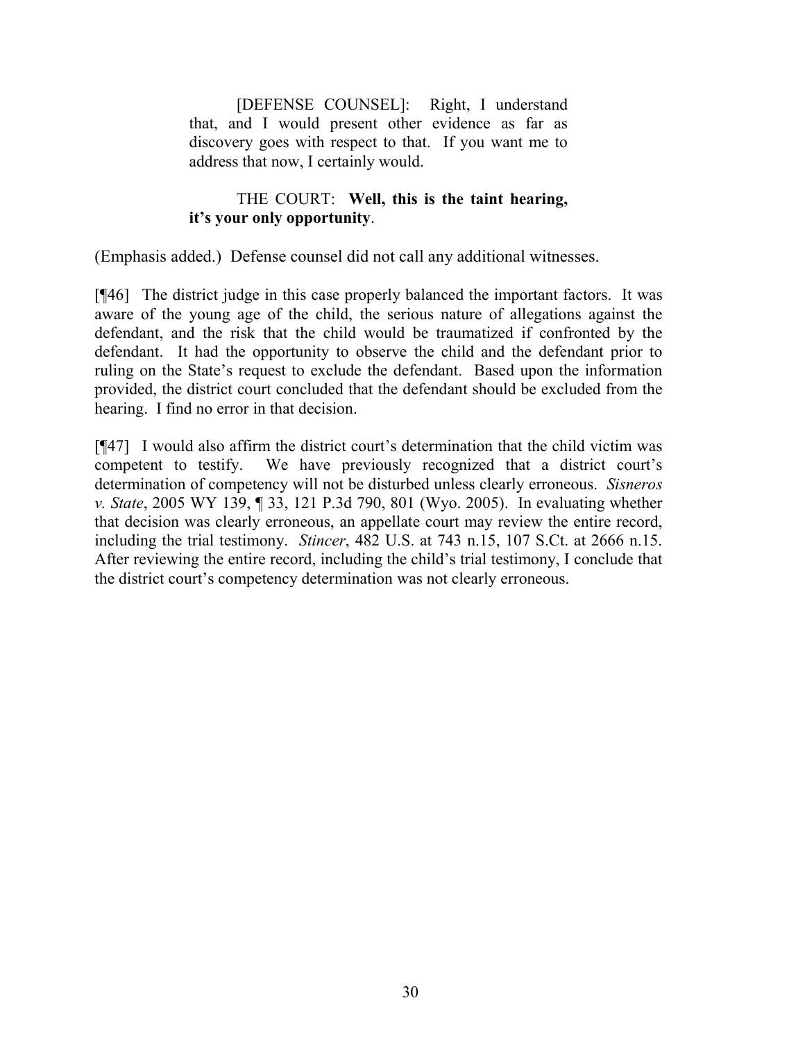> [DEFENSE COUNSEL]: Right, I understand that, and I would present other evidence as far as discovery goes with respect to that. If you want me to address that now, I certainly would.
>
> THE COURT: **Well, this is the taint hearing, it's your only opportunity**.

(Emphasis added.) Defense counsel did not call any additional witnesses.

[¶46] The district judge in this case properly balanced the important factors. It was aware of the young age of the child, the serious nature of allegations against the defendant, and the risk that the child would be traumatized if confronted by the defendant. It had the opportunity to observe the child and the defendant prior to ruling on the State's request to exclude the defendant. Based upon the information provided, the district court concluded that the defendant should be excluded from the hearing. I find no error in that decision.

[¶47] I would also affirm the district court's determination that the child victim was competent to testify. We have previously recognized that a district court's determination of competency will not be disturbed unless clearly erroneous. *Sisneros v. State*, 2005 WY 139, ¶ 33, 121 P.3d 790, 801 (Wyo. 2005). In evaluating whether that decision was clearly erroneous, an appellate court may review the entire record, including the trial testimony. *Stincer*, 482 U.S. at 743 n.15, 107 S.Ct. at 2666 n.15. After reviewing the entire record, including the child's trial testimony, I conclude that the district court's competency determination was not clearly erroneous.